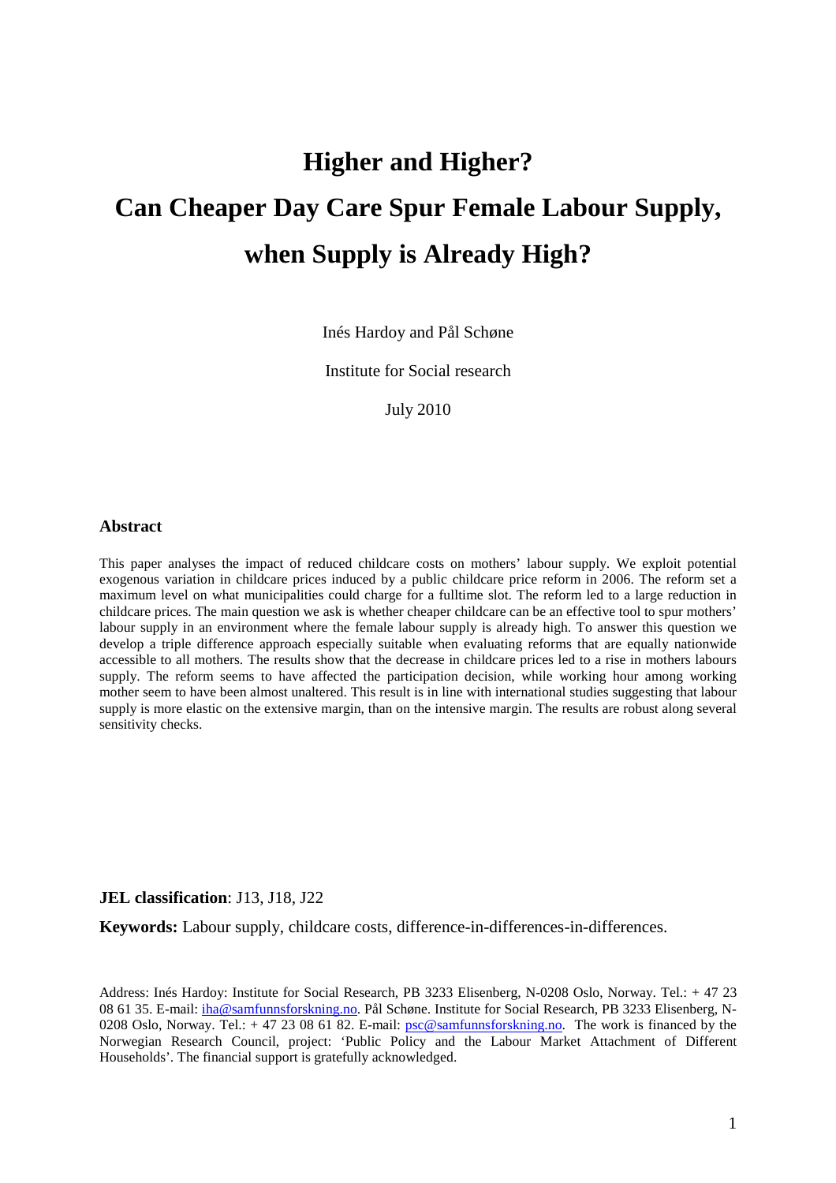# Higher and Higher?

# Can Cheaper Day Care Spur Female Labour Supply, when Supply is Already High?

Inés Hardoy and Pål Schøne

Institute for Social research

July 2010

## Abstract

This paper analyses the impact of reduced childcare costs on mothers' labour supply. We exploit potential exogenous variation in childcare prices induced by a public childcare price reform in 2006. The reform set a maximum level on what municipalities could charge for a fulltime slot. The reform led to a large reduction in childcare prices. The main question we ask is whether cheaper childcare can be an effective tool to spur mothers' labour supply in an environment where the female labour supply is already high. To answer this question we develop a triple difference approach especially suitable when evaluating reforms that are equally nationwide accessible to all mothers. The results show that the decrease in childcare prices led to a rise in mothers labours supply. The reform seems to have affected the participation decision, while working hour among working mother seem to have been almost unaltered. This result is in line with international studies suggesting that labour supply is more elastic on the extensive margin, than on the intensive margin. The results are robust along several sensitivity checks.

**JEL classification**: J13, J18, J22

**Keywords:** Labour supply, childcare costs, difference-in-differences-in-differences.

Address: Inés Hardoy: Institute for Social Research, PB 3233 Elisenberg, N-0208 Oslo, Norway. Tel.: + 47 23 08 61 35. E-mail: iha@samfunnsforskning.no. Pål Schøne. Institute for Social Research, PB 3233 Elisenberg, N-0208 Oslo, Norway. Tel.: + 47 23 08 61 82. E-mail: psc@samfunnsforskning.no. The work is financed by the Norwegian Research Council, project: 'Public Policy and the Labour Market Attachment of Different Households'. The financial support is gratefully acknowledged.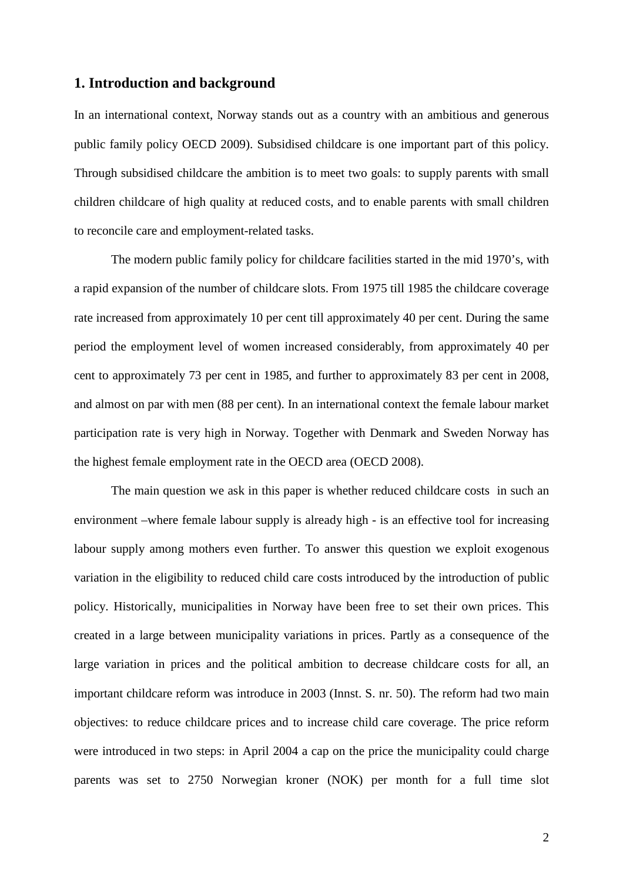## 1. Introduction and background

In an international context, Norway stands out as a country with an ambitious and generous public family policy OECD 2009). Subsidised childcare is one important part of this policy. Through subsidised childcare the ambition is to meet two goals: to supply parents with small children childcare of high quality at reduced costs, and to enable parents with small children to reconcile care and employment-related tasks.

The modern public family policy for childcare facilities started in the mid 1970's, with a rapid expansion of the number of childcare slots. From 1975 till 1985 the childcare coverage rate increased from approximately 10 per cent till approximately 40 per cent. During the same period the employment level of women increased considerably, from approximately 40 per cent to approximately 73 per cent in 1985, and further to approximately 83 per cent in 2008, and almost on par with men (88 per cent). In an international context the female labour market participation rate is very high in Norway. Together with Denmark and Sweden Norway has the highest female employment rate in the OECD area (OECD 2008).

The main question we ask in this paper is whether reduced childcare costs in such an environment –where female labour supply is already high - is an effective tool for increasing labour supply among mothers even further. To answer this question we exploit exogenous variation in the eligibility to reduced child care costs introduced by the introduction of public policy. Historically, municipalities in Norway have been free to set their own prices. This created in a large between municipality variations in prices. Partly as a consequence of the large variation in prices and the political ambition to decrease childcare costs for all, an important childcare reform was introduce in 2003 (Innst. S. nr. 50). The reform had two main objectives: to reduce childcare prices and to increase child care coverage. The price reform were introduced in two steps: in April 2004 a cap on the price the municipality could charge parents was set to 2750 Norwegian kroner (NOK) per month for a full time slot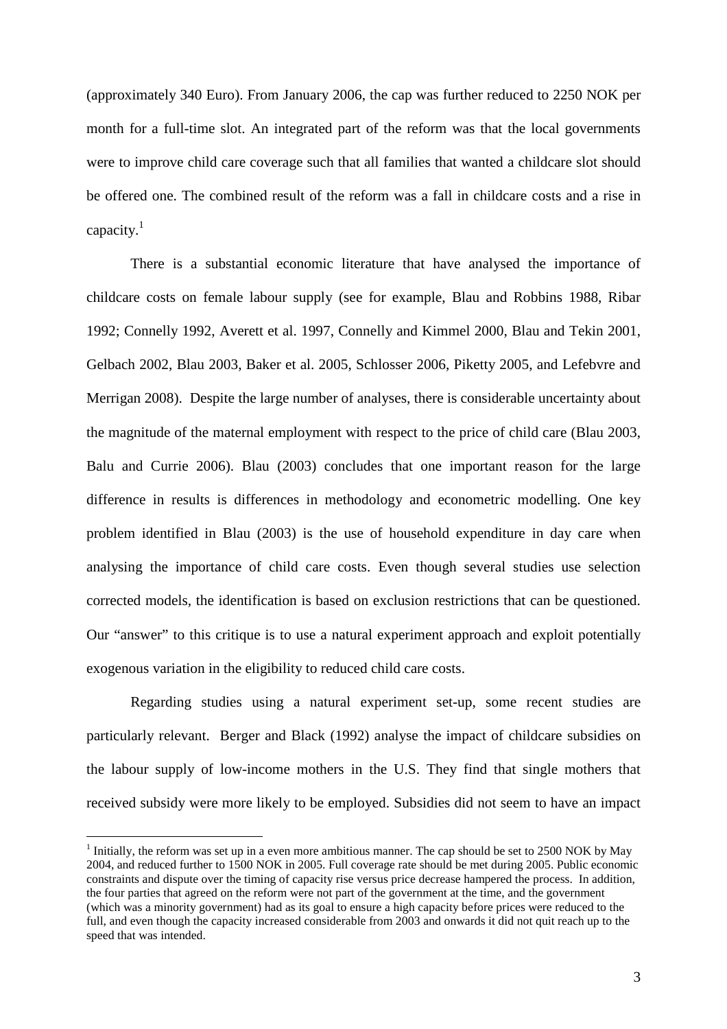(approximately 340 Euro). From January 2006, the cap was further reduced to 2250 NOK per month for a full-time slot. An integrated part of the reform was that the local governments were to improve child care coverage such that all families that wanted a childcare slot should be offered one. The combined result of the reform was a fall in childcare costs and a rise in capacity.[1]

There is a substantial economic literature that have analysed the importance of childcare costs on female labour supply (see for example, Blau and Robbins 1988, Ribar 1992; Connelly 1992, Averett et al. 1997, Connelly and Kimmel 2000, Blau and Tekin 2001, Gelbach 2002, Blau 2003, Baker et al. 2005, Schlosser 2006, Piketty 2005, and Lefebvre and Merrigan 2008). Despite the large number of analyses, there is considerable uncertainty about the magnitude of the maternal employment with respect to the price of child care (Blau 2003, Balu and Currie 2006). Blau (2003) concludes that one important reason for the large difference in results is differences in methodology and econometric modelling. One key problem identified in Blau (2003) is the use of household expenditure in day care when analysing the importance of child care costs. Even though several studies use selection corrected models, the identification is based on exclusion restrictions that can be questioned. Our "answer" to this critique is to use a natural experiment approach and exploit potentially exogenous variation in the eligibility to reduced child care costs.

Regarding studies using a natural experiment set-up, some recent studies are particularly relevant. Berger and Black (1992) analyse the impact of childcare subsidies on the labour supply of low-income mothers in the U.S. They find that single mothers that received subsidy were more likely to be employed. Subsidies did not seem to have an impact

[1] Initially, the reform was set up in a even more ambitious manner. The cap should be set to 2500 NOK by May 2004, and reduced further to 1500 NOK in 2005. Full coverage rate should be met during 2005. Public economic constraints and dispute over the timing of capacity rise versus price decrease hampered the process. In addition, the four parties that agreed on the reform were not part of the government at the time, and the government (which was a minority government) had as its goal to ensure a high capacity before prices were reduced to the full, and even though the capacity increased considerable from 2003 and onwards it did not quit reach up to the speed that was intended.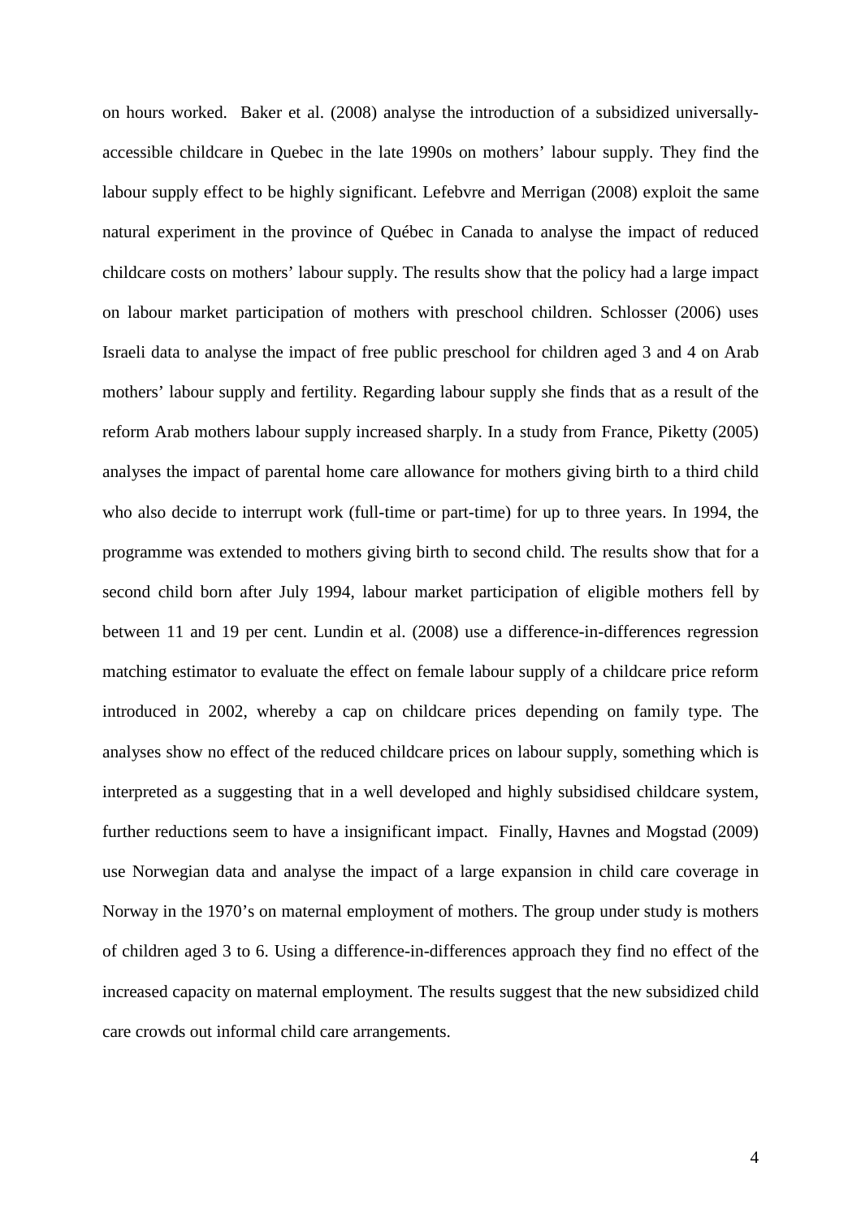on hours worked. Baker et al. (2008) analyse the introduction of a subsidized universally-accessible childcare in Quebec in the late 1990s on mothers' labour supply. They find the labour supply effect to be highly significant. Lefebvre and Merrigan (2008) exploit the same natural experiment in the province of Québec in Canada to analyse the impact of reduced childcare costs on mothers' labour supply. The results show that the policy had a large impact on labour market participation of mothers with preschool children. Schlosser (2006) uses Israeli data to analyse the impact of free public preschool for children aged 3 and 4 on Arab mothers' labour supply and fertility. Regarding labour supply she finds that as a result of the reform Arab mothers labour supply increased sharply. In a study from France, Piketty (2005) analyses the impact of parental home care allowance for mothers giving birth to a third child who also decide to interrupt work (full-time or part-time) for up to three years. In 1994, the programme was extended to mothers giving birth to second child. The results show that for a second child born after July 1994, labour market participation of eligible mothers fell by between 11 and 19 per cent. Lundin et al. (2008) use a difference-in-differences regression matching estimator to evaluate the effect on female labour supply of a childcare price reform introduced in 2002, whereby a cap on childcare prices depending on family type. The analyses show no effect of the reduced childcare prices on labour supply, something which is interpreted as a suggesting that in a well developed and highly subsidised childcare system, further reductions seem to have a insignificant impact. Finally, Havnes and Mogstad (2009) use Norwegian data and analyse the impact of a large expansion in child care coverage in Norway in the 1970's on maternal employment of mothers. The group under study is mothers of children aged 3 to 6. Using a difference-in-differences approach they find no effect of the increased capacity on maternal employment. The results suggest that the new subsidized child care crowds out informal child care arrangements.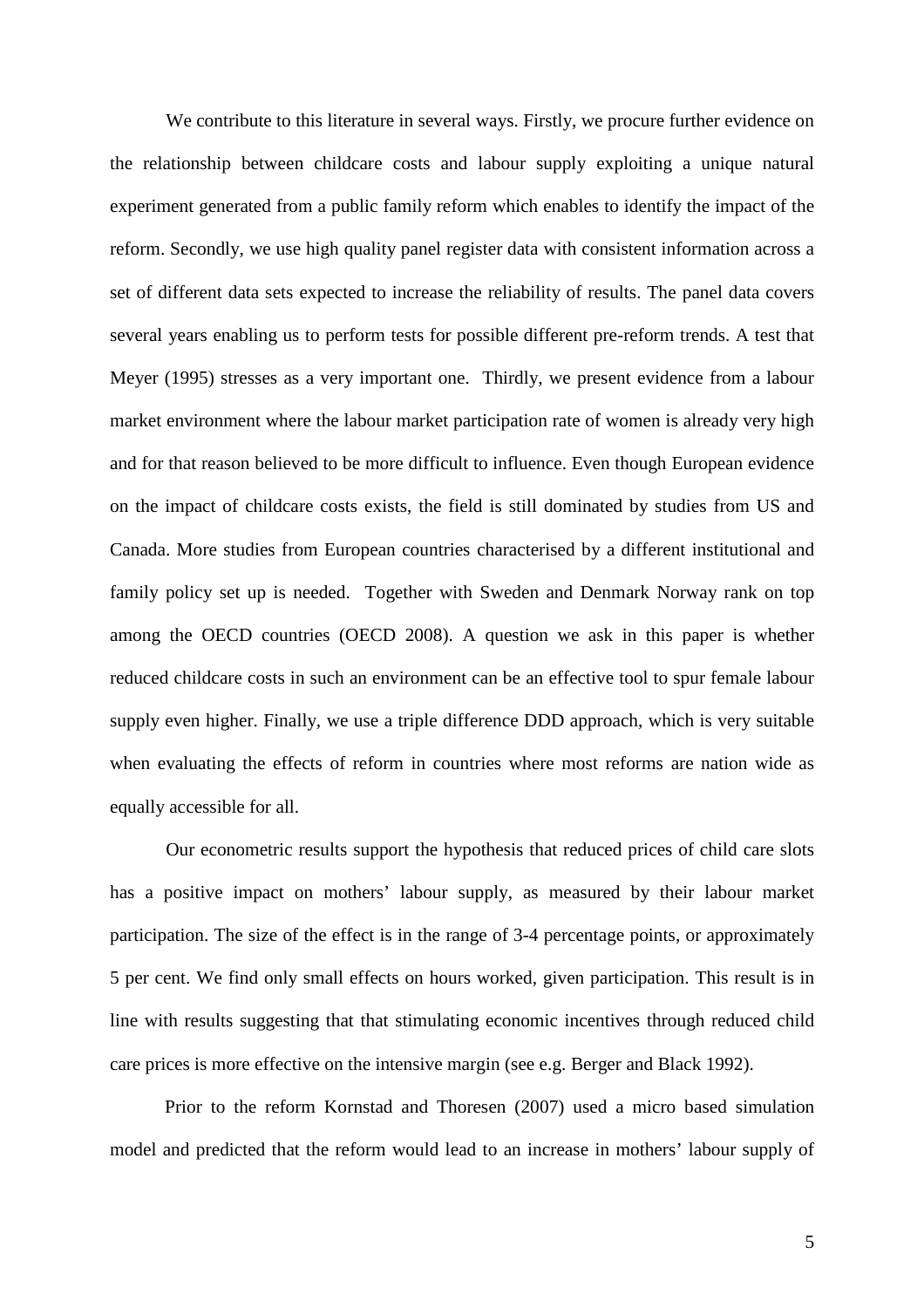We contribute to this literature in several ways. Firstly, we procure further evidence on the relationship between childcare costs and labour supply exploiting a unique natural experiment generated from a public family reform which enables to identify the impact of the reform. Secondly, we use high quality panel register data with consistent information across a set of different data sets expected to increase the reliability of results. The panel data covers several years enabling us to perform tests for possible different pre-reform trends. A test that Meyer (1995) stresses as a very important one. Thirdly, we present evidence from a labour market environment where the labour market participation rate of women is already very high and for that reason believed to be more difficult to influence. Even though European evidence on the impact of childcare costs exists, the field is still dominated by studies from US and Canada. More studies from European countries characterised by a different institutional and family policy set up is needed. Together with Sweden and Denmark Norway rank on top among the OECD countries (OECD 2008). A question we ask in this paper is whether reduced childcare costs in such an environment can be an effective tool to spur female labour supply even higher. Finally, we use a triple difference DDD approach, which is very suitable when evaluating the effects of reform in countries where most reforms are nation wide as equally accessible for all.

Our econometric results support the hypothesis that reduced prices of child care slots has a positive impact on mothers' labour supply, as measured by their labour market participation. The size of the effect is in the range of 3-4 percentage points, or approximately 5 per cent. We find only small effects on hours worked, given participation. This result is in line with results suggesting that that stimulating economic incentives through reduced child care prices is more effective on the intensive margin (see e.g. Berger and Black 1992).

Prior to the reform Kornstad and Thoresen (2007) used a micro based simulation model and predicted that the reform would lead to an increase in mothers' labour supply of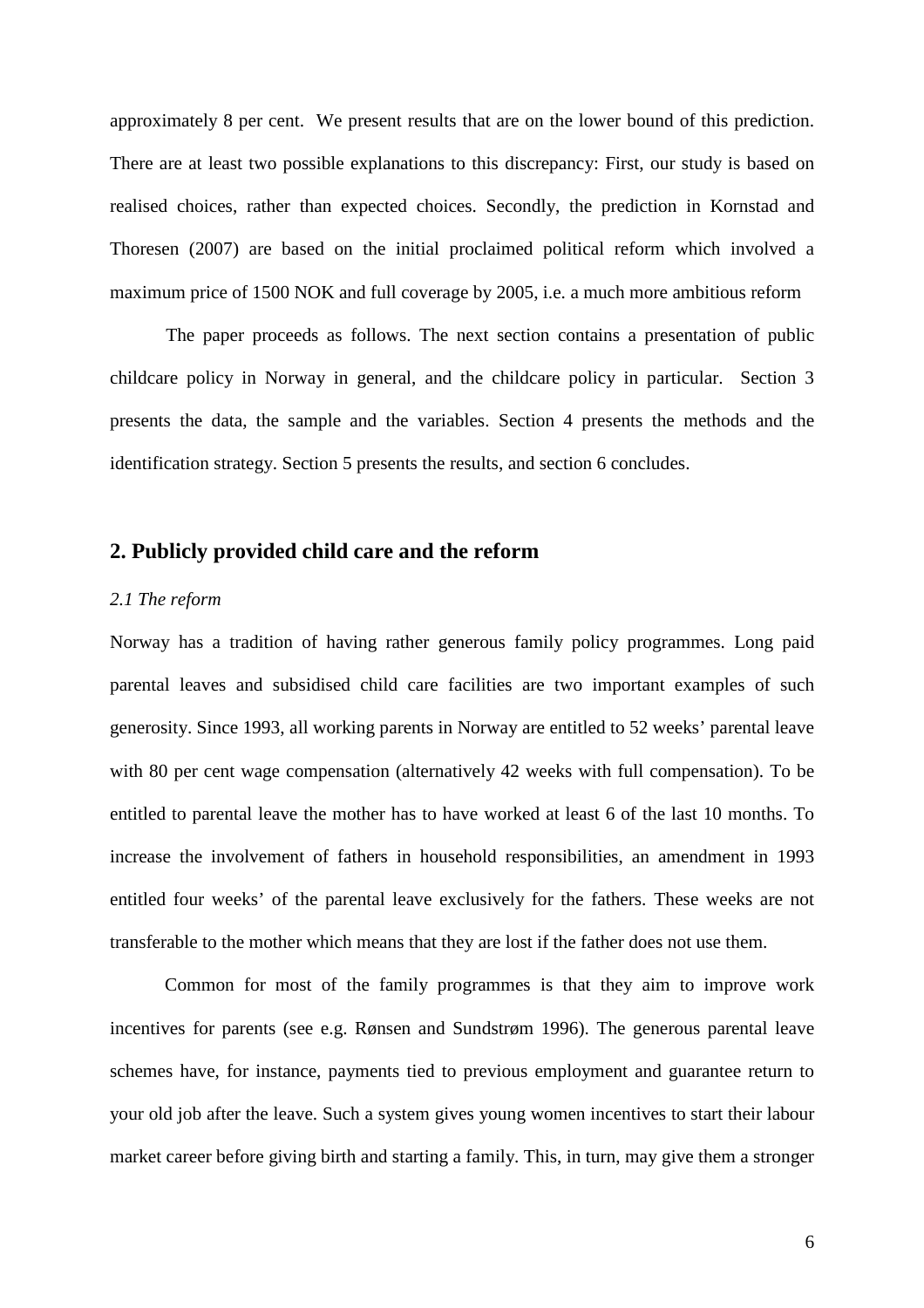approximately 8 per cent. We present results that are on the lower bound of this prediction. There are at least two possible explanations to this discrepancy: First, our study is based on realised choices, rather than expected choices. Secondly, the prediction in Kornstad and Thoresen (2007) are based on the initial proclaimed political reform which involved a maximum price of 1500 NOK and full coverage by 2005, i.e. a much more ambitious reform

The paper proceeds as follows. The next section contains a presentation of public childcare policy in Norway in general, and the childcare policy in particular. Section 3 presents the data, the sample and the variables. Section 4 presents the methods and the identification strategy. Section 5 presents the results, and section 6 concludes.

## 2. Publicly provided child care and the reform

### *2.1 The reform*

Norway has a tradition of having rather generous family policy programmes. Long paid parental leaves and subsidised child care facilities are two important examples of such generosity. Since 1993, all working parents in Norway are entitled to 52 weeks' parental leave with 80 per cent wage compensation (alternatively 42 weeks with full compensation). To be entitled to parental leave the mother has to have worked at least 6 of the last 10 months. To increase the involvement of fathers in household responsibilities, an amendment in 1993 entitled four weeks' of the parental leave exclusively for the fathers. These weeks are not transferable to the mother which means that they are lost if the father does not use them.

Common for most of the family programmes is that they aim to improve work incentives for parents (see e.g. Rønsen and Sundstrøm 1996). The generous parental leave schemes have, for instance, payments tied to previous employment and guarantee return to your old job after the leave. Such a system gives young women incentives to start their labour market career before giving birth and starting a family. This, in turn, may give them a stronger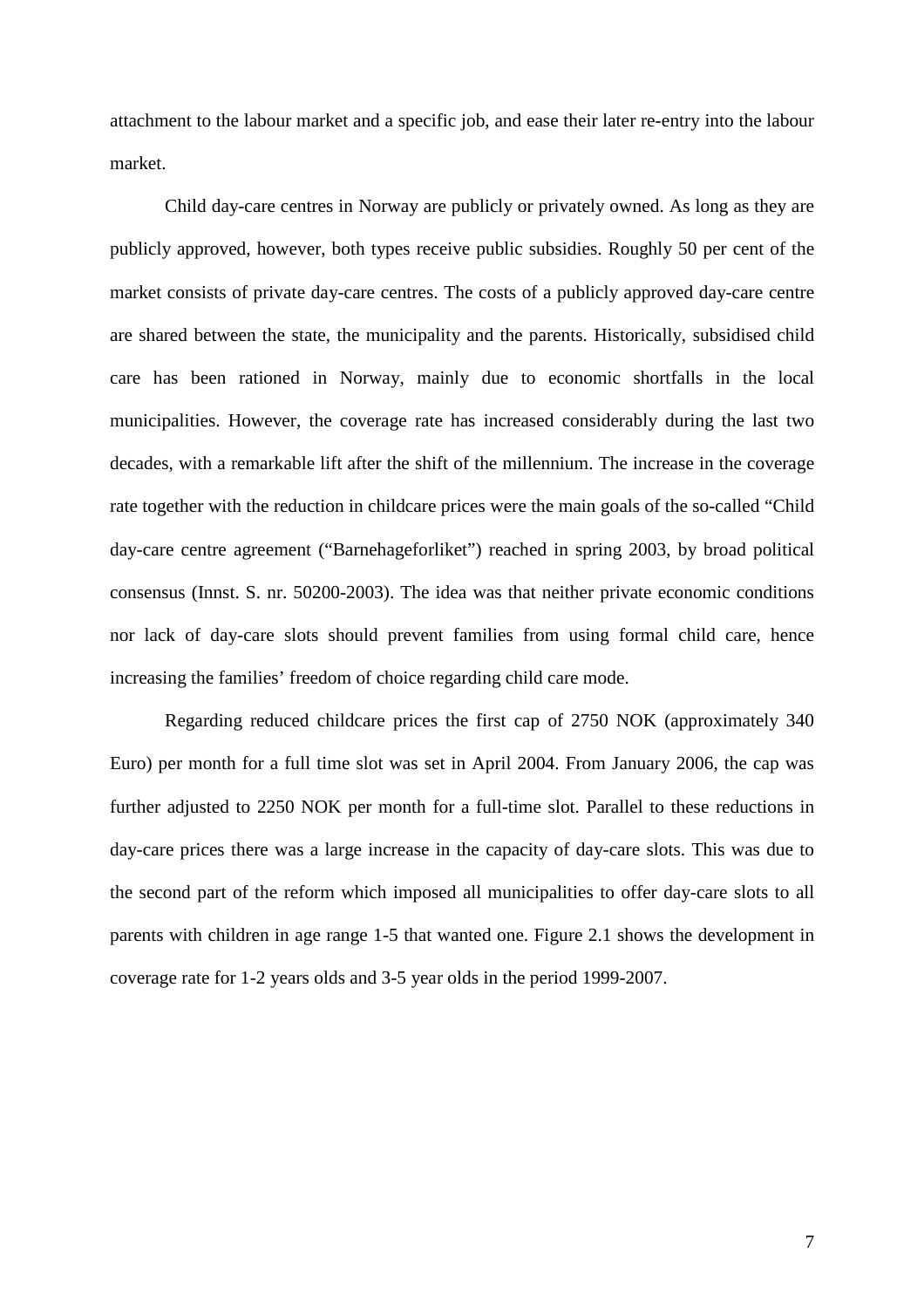attachment to the labour market and a specific job, and ease their later re-entry into the labour market.

Child day-care centres in Norway are publicly or privately owned. As long as they are publicly approved, however, both types receive public subsidies. Roughly 50 per cent of the market consists of private day-care centres. The costs of a publicly approved day-care centre are shared between the state, the municipality and the parents. Historically, subsidised child care has been rationed in Norway, mainly due to economic shortfalls in the local municipalities. However, the coverage rate has increased considerably during the last two decades, with a remarkable lift after the shift of the millennium. The increase in the coverage rate together with the reduction in childcare prices were the main goals of the so-called "Child day-care centre agreement ("Barnehageforliket") reached in spring 2003, by broad political consensus (Innst. S. nr. 50200-2003). The idea was that neither private economic conditions nor lack of day-care slots should prevent families from using formal child care, hence increasing the families' freedom of choice regarding child care mode.

Regarding reduced childcare prices the first cap of 2750 NOK (approximately 340 Euro) per month for a full time slot was set in April 2004. From January 2006, the cap was further adjusted to 2250 NOK per month for a full-time slot. Parallel to these reductions in day-care prices there was a large increase in the capacity of day-care slots. This was due to the second part of the reform which imposed all municipalities to offer day-care slots to all parents with children in age range 1-5 that wanted one. Figure 2.1 shows the development in coverage rate for 1-2 years olds and 3-5 year olds in the period 1999-2007.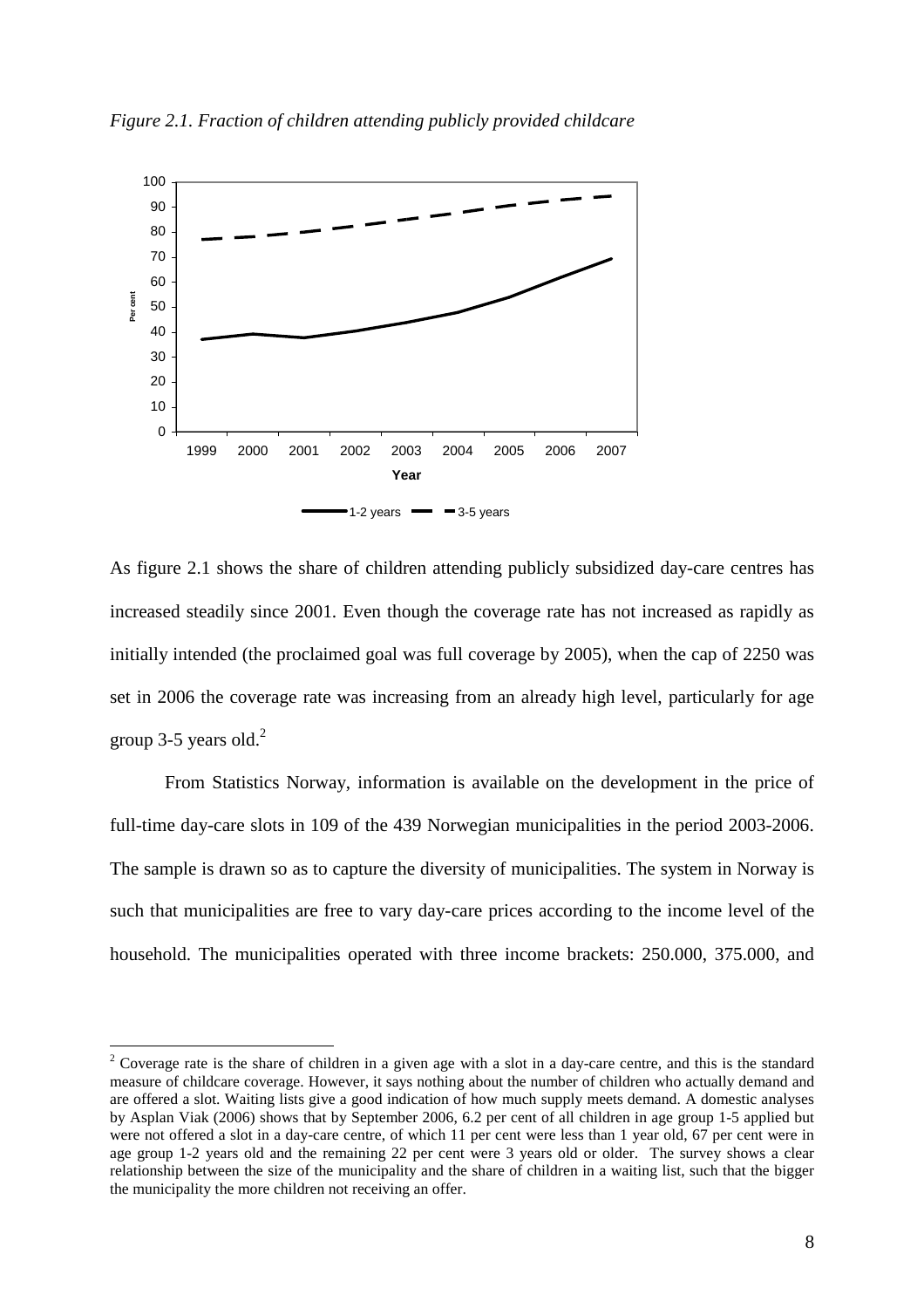*Figure 2.1. Fraction of children attending publicly provided childcare*

As figure 2.1 shows the share of children attending publicly subsidized day-care centres has increased steadily since 2001. Even though the coverage rate has not increased as rapidly as initially intended (the proclaimed goal was full coverage by 2005), when the cap of 2250 was set in 2006 the coverage rate was increasing from an already high level, particularly for age group 3-5 years old.[2]

From Statistics Norway, information is available on the development in the price of full-time day-care slots in 109 of the 439 Norwegian municipalities in the period 2003-2006. The sample is drawn so as to capture the diversity of municipalities. The system in Norway is such that municipalities are free to vary day-care prices according to the income level of the household. The municipalities operated with three income brackets: 250.000, 375.000, and

---

[2] Coverage rate is the share of children in a given age with a slot in a day-care centre, and this is the standard measure of childcare coverage. However, it says nothing about the number of children who actually demand and are offered a slot. Waiting lists give a good indication of how much supply meets demand. A domestic analyses by Asplan Viak (2006) shows that by September 2006, 6.2 per cent of all children in age group 1-5 applied but were not offered a slot in a day-care centre, of which 11 per cent were less than 1 year old, 67 per cent were in age group 1-2 years old and the remaining 22 per cent were 3 years old or older. The survey shows a clear relationship between the size of the municipality and the share of children in a waiting list, such that the bigger the municipality the more children not receiving an offer.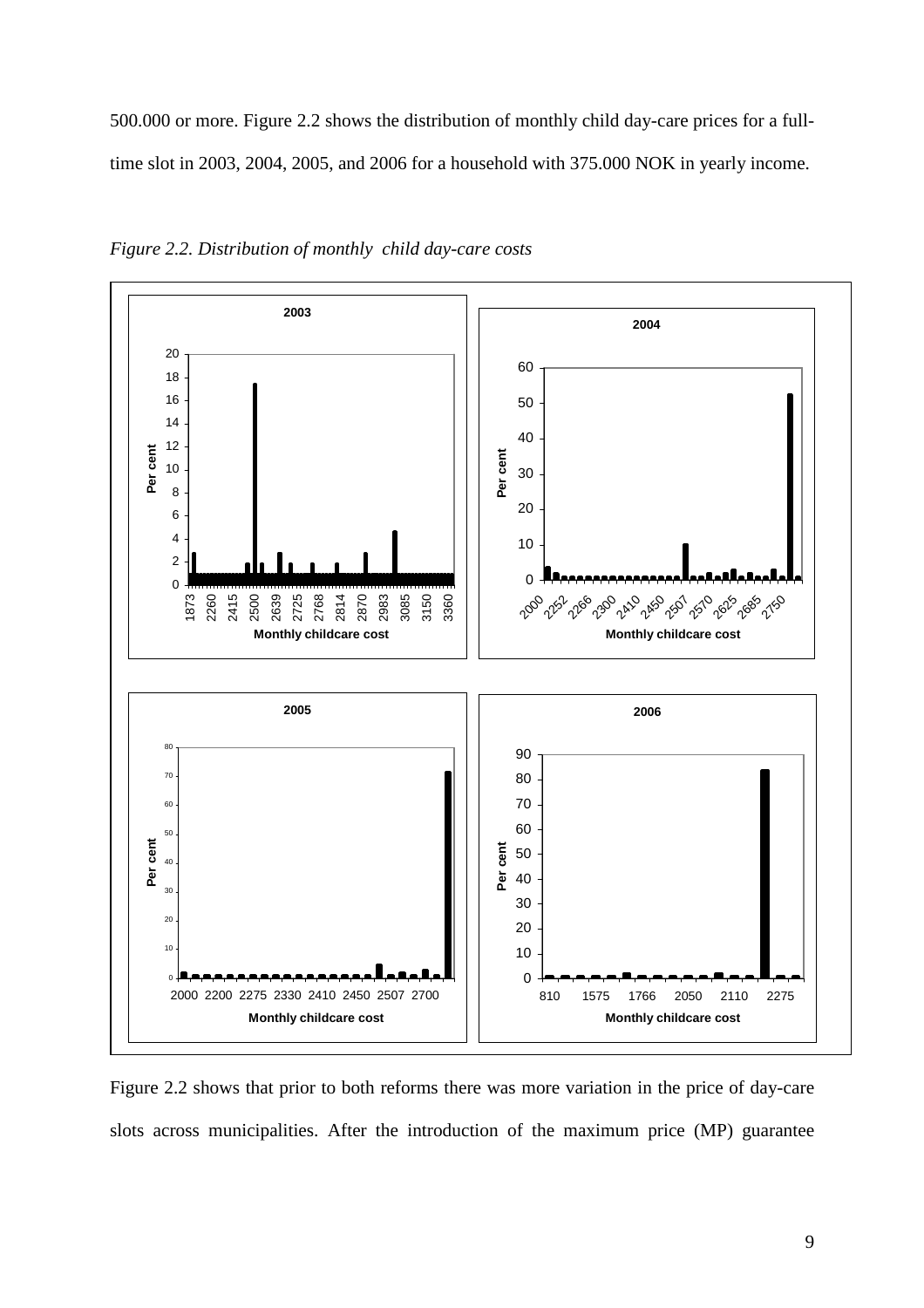500.000 or more. Figure 2.2 shows the distribution of monthly child day-care prices for a full-time slot in 2003, 2004, 2005, and 2006 for a household with 375.000 NOK in yearly income.

*Figure 2.2. Distribution of monthly child day-care costs*

Figure 2.2 shows that prior to both reforms there was more variation in the price of day-care slots across municipalities. After the introduction of the maximum price (MP) guarantee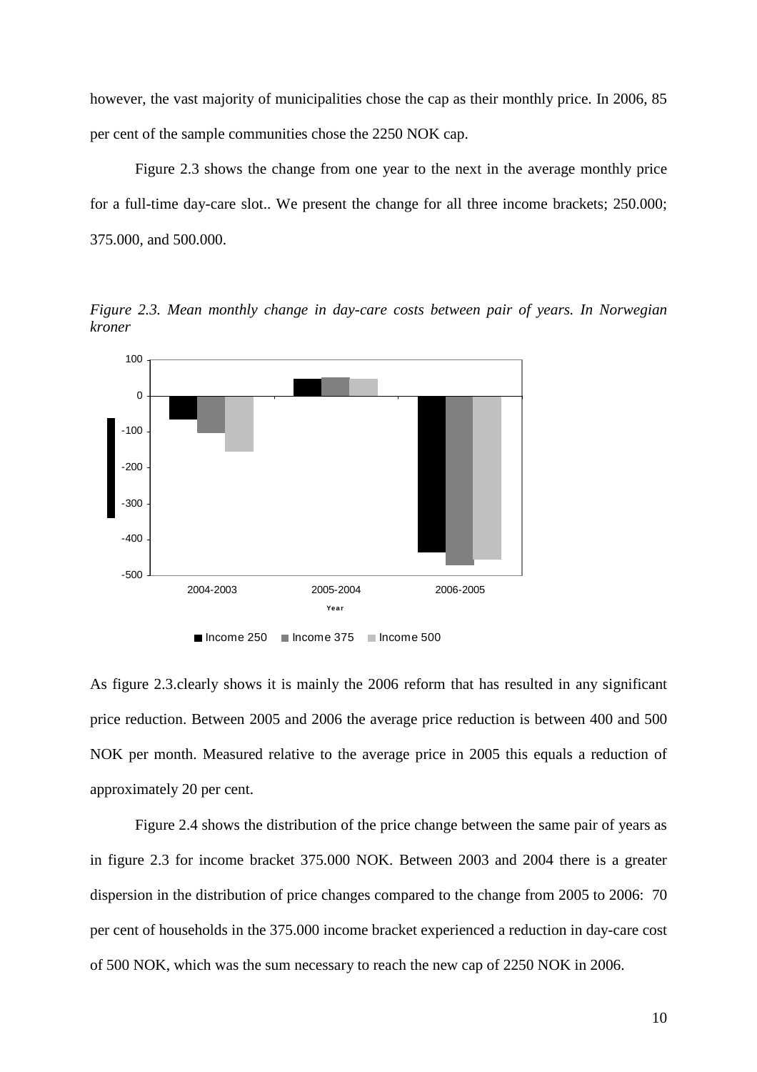however, the vast majority of municipalities chose the cap as their monthly price. In 2006, 85 per cent of the sample communities chose the 2250 NOK cap.

Figure 2.3 shows the change from one year to the next in the average monthly price for a full-time day-care slot.. We present the change for all three income brackets; 250.000; 375.000, and 500.000.

*Figure 2.3. Mean monthly change in day-care costs between pair of years. In Norwegian kroner*

As figure 2.3.clearly shows it is mainly the 2006 reform that has resulted in any significant price reduction. Between 2005 and 2006 the average price reduction is between 400 and 500 NOK per month. Measured relative to the average price in 2005 this equals a reduction of approximately 20 per cent.

Figure 2.4 shows the distribution of the price change between the same pair of years as in figure 2.3 for income bracket 375.000 NOK. Between 2003 and 2004 there is a greater dispersion in the distribution of price changes compared to the change from 2005 to 2006: 70 per cent of households in the 375.000 income bracket experienced a reduction in day-care cost of 500 NOK, which was the sum necessary to reach the new cap of 2250 NOK in 2006.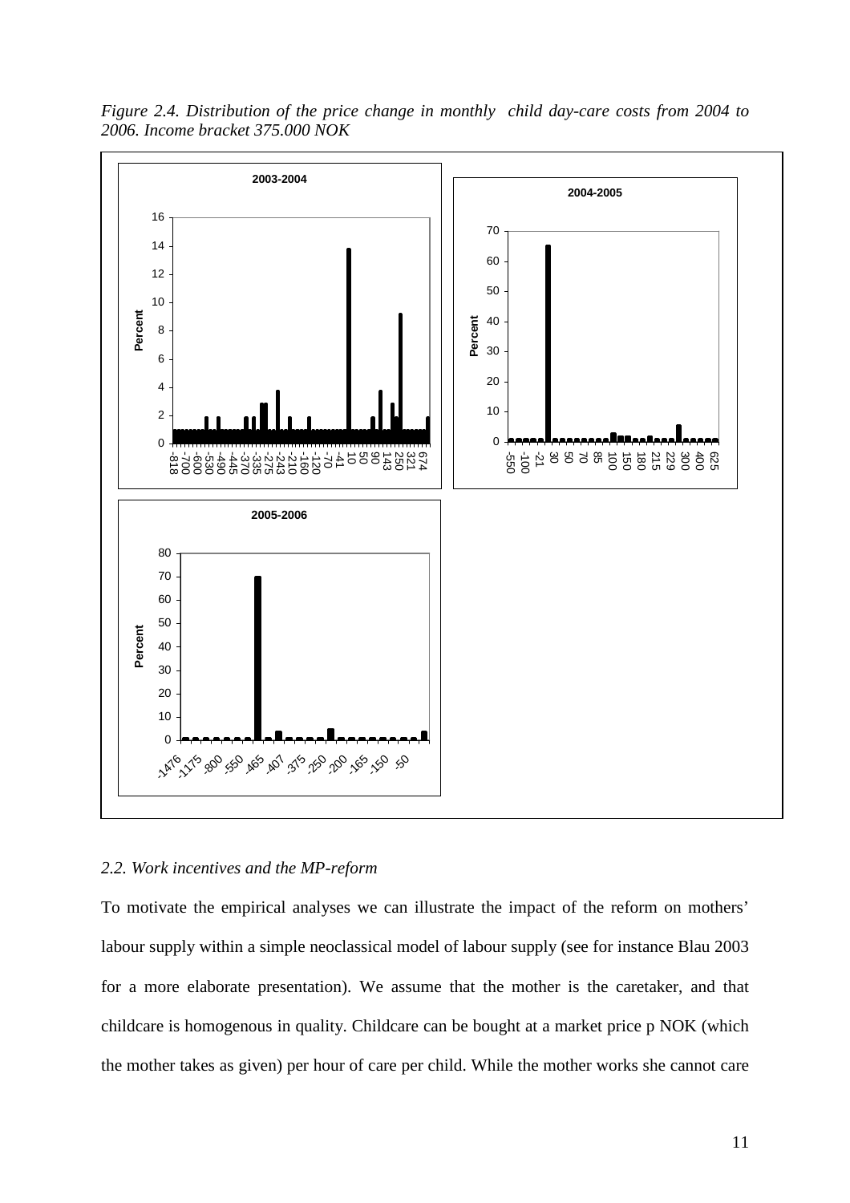*Figure 2.4. Distribution of the price change in monthly child day-care costs from 2004 to 2006. Income bracket 375.000 NOK*

## 2.2. Work incentives and the MP-reform

To motivate the empirical analyses we can illustrate the impact of the reform on mothers' labour supply within a simple neoclassical model of labour supply (see for instance Blau 2003 for a more elaborate presentation). We assume that the mother is the caretaker, and that childcare is homogenous in quality. Childcare can be bought at a market price p NOK (which the mother takes as given) per hour of care per child. While the mother works she cannot care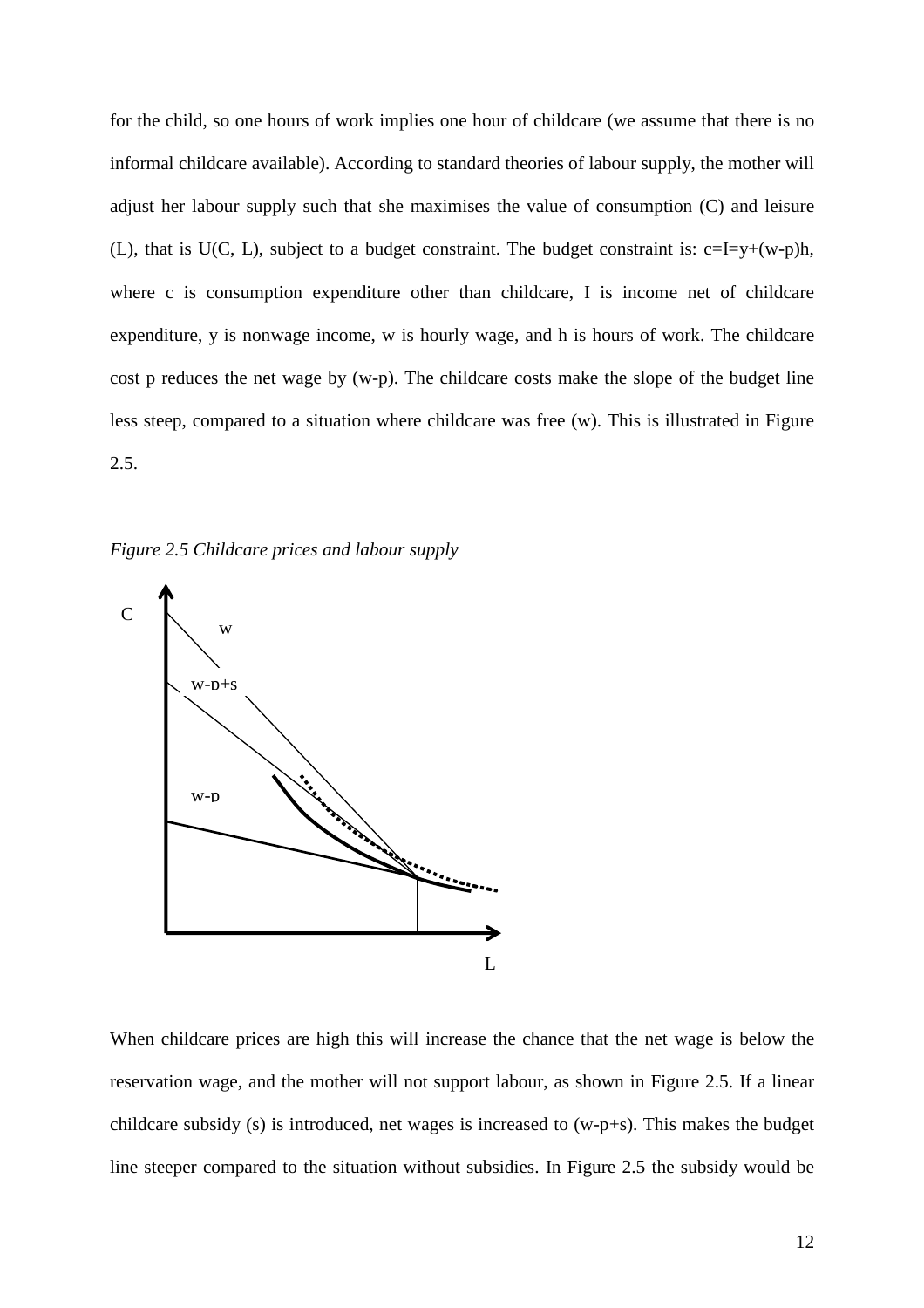for the child, so one hours of work implies one hour of childcare (we assume that there is no informal childcare available). According to standard theories of labour supply, the mother will adjust her labour supply such that she maximises the value of consumption (C) and leisure (L), that is U(C, L), subject to a budget constraint. The budget constraint is: $c=I=y+(w-p)h$, where c is consumption expenditure other than childcare, I is income net of childcare expenditure, y is nonwage income, w is hourly wage, and h is hours of work. The childcare cost p reduces the net wage by (w-p). The childcare costs make the slope of the budget line less steep, compared to a situation where childcare was free (w). This is illustrated in Figure 2.5.

*Figure 2.5 Childcare prices and labour supply*

When childcare prices are high this will increase the chance that the net wage is below the reservation wage, and the mother will not support labour, as shown in Figure 2.5. If a linear childcare subsidy (s) is introduced, net wages is increased to (w-p+s). This makes the budget line steeper compared to the situation without subsidies. In Figure 2.5 the subsidy would be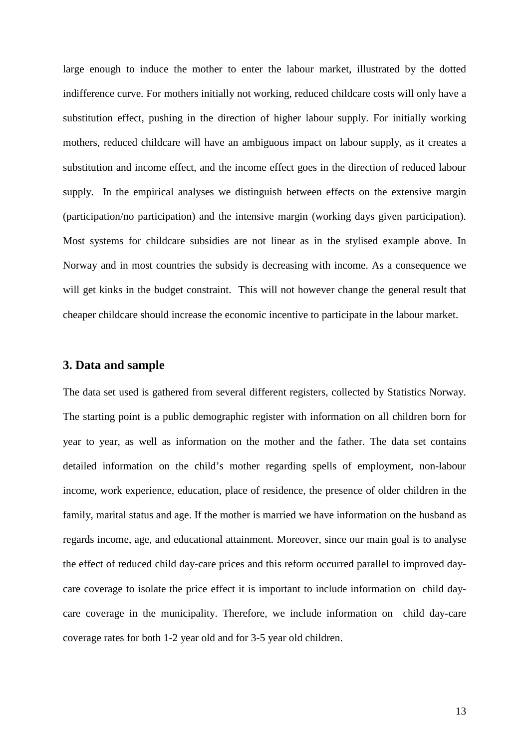large enough to induce the mother to enter the labour market, illustrated by the dotted indifference curve. For mothers initially not working, reduced childcare costs will only have a substitution effect, pushing in the direction of higher labour supply. For initially working mothers, reduced childcare will have an ambiguous impact on labour supply, as it creates a substitution and income effect, and the income effect goes in the direction of reduced labour supply. In the empirical analyses we distinguish between effects on the extensive margin (participation/no participation) and the intensive margin (working days given participation). Most systems for childcare subsidies are not linear as in the stylised example above. In Norway and in most countries the subsidy is decreasing with income. As a consequence we will get kinks in the budget constraint. This will not however change the general result that cheaper childcare should increase the economic incentive to participate in the labour market.

## 3. Data and sample

The data set used is gathered from several different registers, collected by Statistics Norway. The starting point is a public demographic register with information on all children born for year to year, as well as information on the mother and the father. The data set contains detailed information on the child's mother regarding spells of employment, non-labour income, work experience, education, place of residence, the presence of older children in the family, marital status and age. If the mother is married we have information on the husband as regards income, age, and educational attainment. Moreover, since our main goal is to analyse the effect of reduced child day-care prices and this reform occurred parallel to improved day-care coverage to isolate the price effect it is important to include information on child day-care coverage in the municipality. Therefore, we include information on child day-care coverage rates for both 1-2 year old and for 3-5 year old children.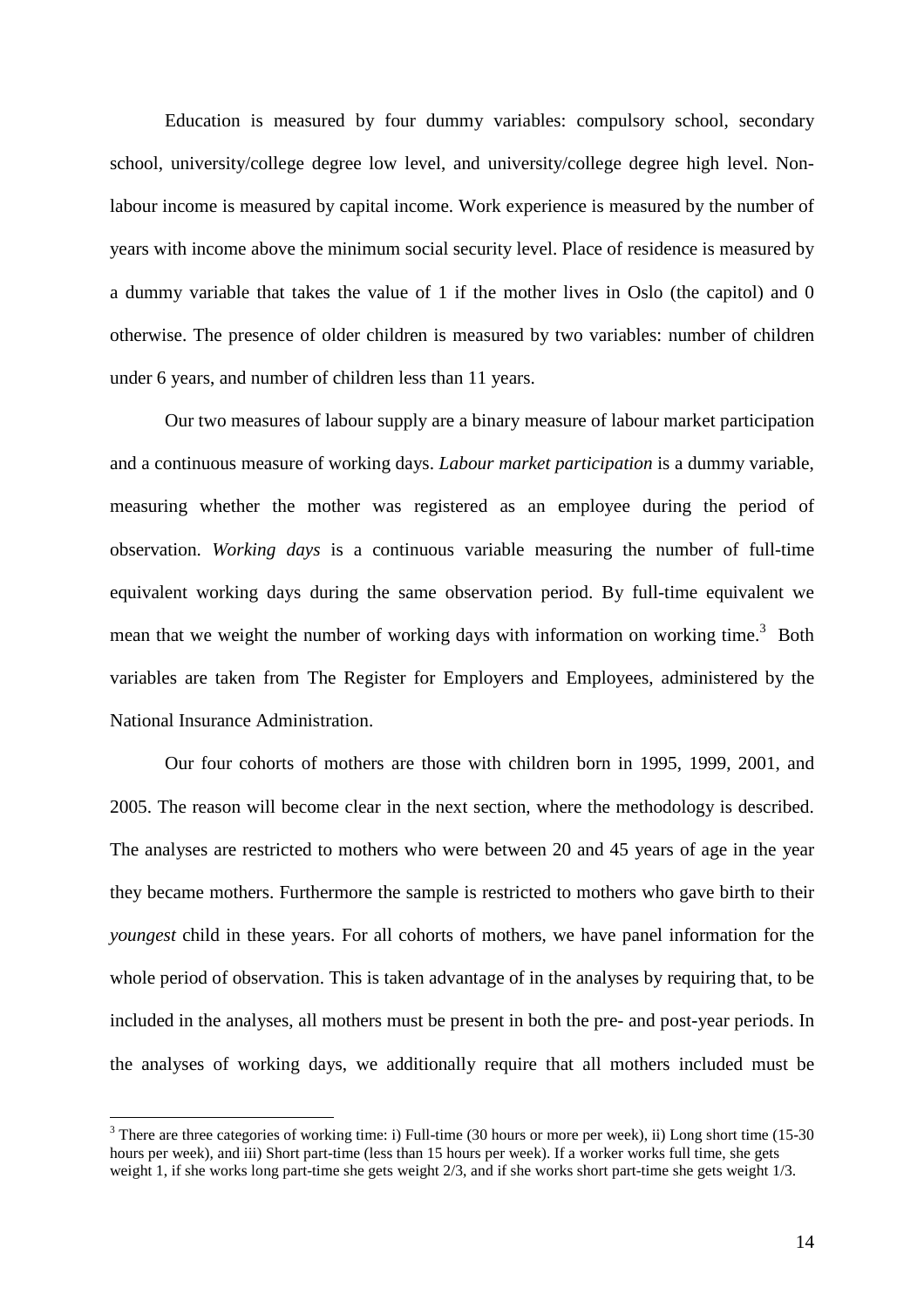Education is measured by four dummy variables: compulsory school, secondary school, university/college degree low level, and university/college degree high level. Non-labour income is measured by capital income. Work experience is measured by the number of years with income above the minimum social security level. Place of residence is measured by a dummy variable that takes the value of 1 if the mother lives in Oslo (the capitol) and 0 otherwise. The presence of older children is measured by two variables: number of children under 6 years, and number of children less than 11 years.

Our two measures of labour supply are a binary measure of labour market participation and a continuous measure of working days. *Labour market participation* is a dummy variable, measuring whether the mother was registered as an employee during the period of observation. *Working days* is a continuous variable measuring the number of full-time equivalent working days during the same observation period. By full-time equivalent we mean that we weight the number of working days with information on working time.[3] Both variables are taken from The Register for Employers and Employees, administered by the National Insurance Administration.

Our four cohorts of mothers are those with children born in 1995, 1999, 2001, and 2005. The reason will become clear in the next section, where the methodology is described. The analyses are restricted to mothers who were between 20 and 45 years of age in the year they became mothers. Furthermore the sample is restricted to mothers who gave birth to their *youngest* child in these years. For all cohorts of mothers, we have panel information for the whole period of observation. This is taken advantage of in the analyses by requiring that, to be included in the analyses, all mothers must be present in both the pre- and post-year periods. In the analyses of working days, we additionally require that all mothers included must be

[3] There are three categories of working time: i) Full-time (30 hours or more per week), ii) Long short time (15-30 hours per week), and iii) Short part-time (less than 15 hours per week). If a worker works full time, she gets weight 1, if she works long part-time she gets weight 2/3, and if she works short part-time she gets weight 1/3.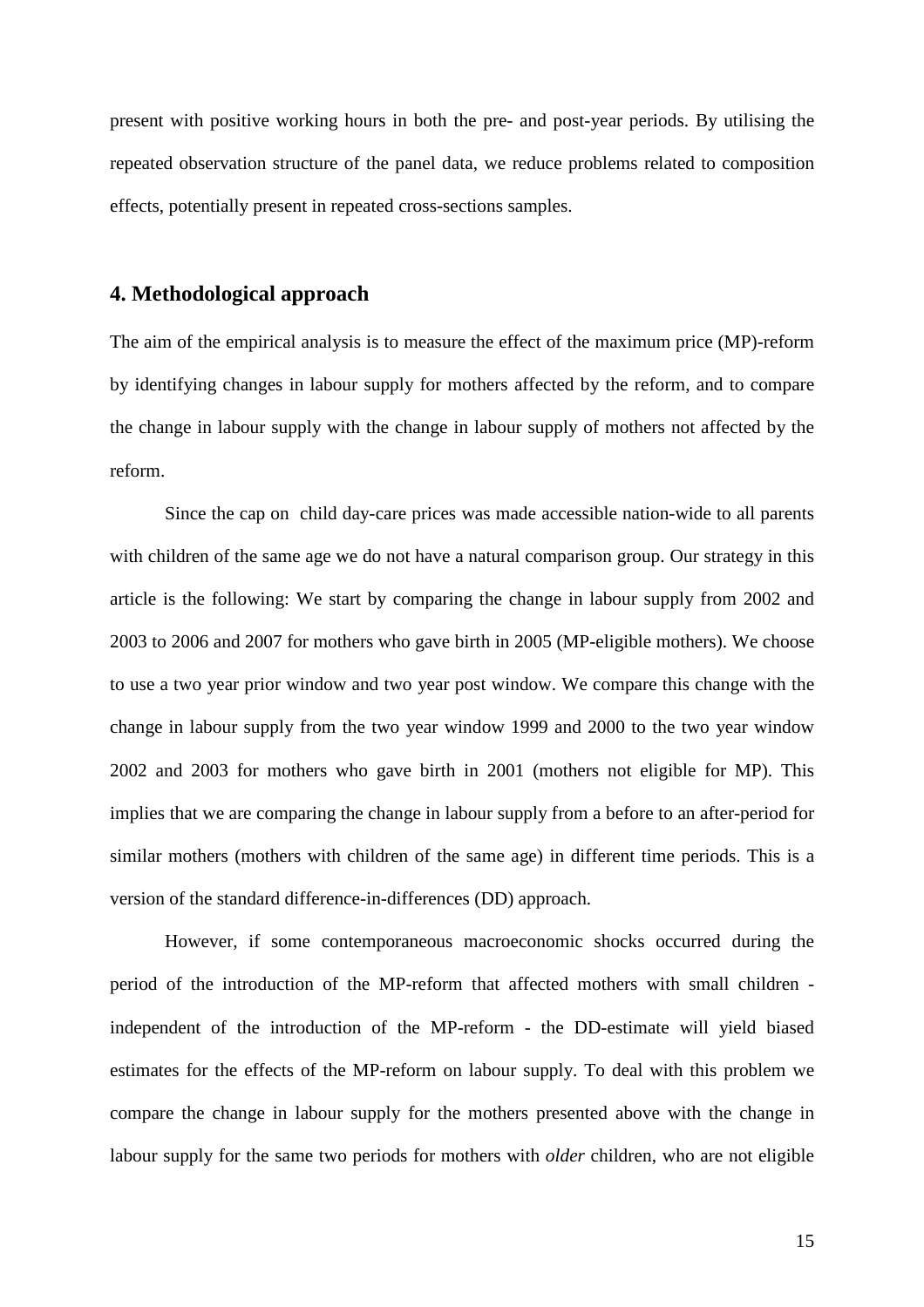present with positive working hours in both the pre- and post-year periods. By utilising the repeated observation structure of the panel data, we reduce problems related to composition effects, potentially present in repeated cross-sections samples.

## 4. Methodological approach

The aim of the empirical analysis is to measure the effect of the maximum price (MP)-reform by identifying changes in labour supply for mothers affected by the reform, and to compare the change in labour supply with the change in labour supply of mothers not affected by the reform.

Since the cap on child day-care prices was made accessible nation-wide to all parents with children of the same age we do not have a natural comparison group. Our strategy in this article is the following: We start by comparing the change in labour supply from 2002 and 2003 to 2006 and 2007 for mothers who gave birth in 2005 (MP-eligible mothers). We choose to use a two year prior window and two year post window. We compare this change with the change in labour supply from the two year window 1999 and 2000 to the two year window 2002 and 2003 for mothers who gave birth in 2001 (mothers not eligible for MP). This implies that we are comparing the change in labour supply from a before to an after-period for similar mothers (mothers with children of the same age) in different time periods. This is a version of the standard difference-in-differences (DD) approach.

However, if some contemporaneous macroeconomic shocks occurred during the period of the introduction of the MP-reform that affected mothers with small children - independent of the introduction of the MP-reform - the DD-estimate will yield biased estimates for the effects of the MP-reform on labour supply. To deal with this problem we compare the change in labour supply for the mothers presented above with the change in labour supply for the same two periods for mothers with *older* children, who are not eligible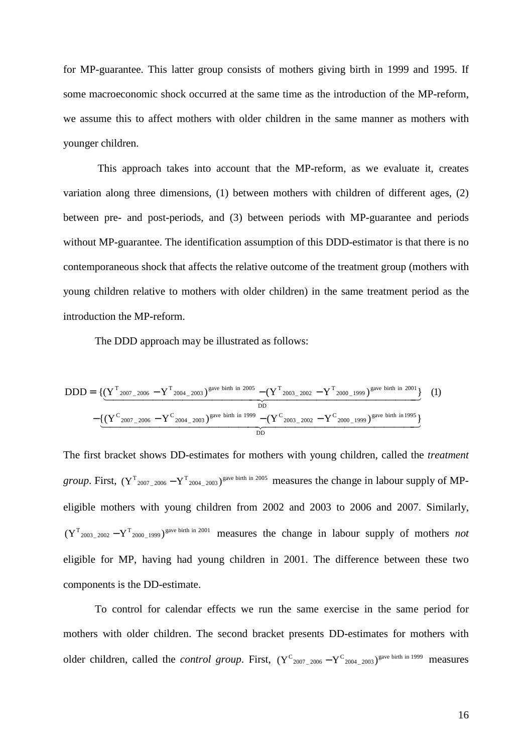for MP-guarantee. This latter group consists of mothers giving birth in 1999 and 1995. If some macroeconomic shock occurred at the same time as the introduction of the MP-reform, we assume this to affect mothers with older children in the same manner as mothers with younger children.

This approach takes into account that the MP-reform, as we evaluate it, creates variation along three dimensions, (1) between mothers with children of different ages, (2) between pre- and post-periods, and (3) between periods with MP-guarantee and periods without MP-guarantee. The identification assumption of this DDD-estimator is that there is no contemporaneous shock that affects the relative outcome of the treatment group (mothers with young children relative to mothers with older children) in the same treatment period as the introduction the MP-reform.

The DDD approach may be illustrated as follows:

$$
\begin{aligned}
DDD = & \underbrace{\{(Y^{T}_{2007\_2006} - Y^{T}_{2004\_2003})^{\text{gave birth in 2005}} - (Y^{T}_{2003\_2002} - Y^{T}_{2000\_1999})^{\text{gave birth in 2001}}\}}_{DD} \quad (1) \\
& - \underbrace{\{(Y^{C}_{2007\_2006} - Y^{C}_{2004\_2003})^{\text{gave birth in 1999}} - (Y^{C}_{2003\_2002} - Y^{C}_{2000\_1999})^{\text{gave birth in 1995}}\}}_{DD}
\end{aligned}
$$

The first bracket shows DD-estimates for mothers with young children, called the *treatment group*. First, $(Y^{T}_{2007\_2006} - Y^{T}_{2004\_2003})^{\text{gave birth in 2005}}$ measures the change in labour supply of MP-eligible mothers with young children from 2002 and 2003 to 2006 and 2007. Similarly, $(Y^{T}_{2003\_2002} - Y^{T}_{2000\_1999})^{\text{gave birth in 2001}}$ measures the change in labour supply of mothers *not* eligible for MP, having had young children in 2001. The difference between these two components is the DD-estimate.

To control for calendar effects we run the same exercise in the same period for mothers with older children. The second bracket presents DD-estimates for mothers with older children, called the *control group*. First, $(Y^{C}_{2007\_2006} - Y^{C}_{2004\_2003})^{\text{gave birth in 1999}}$ measures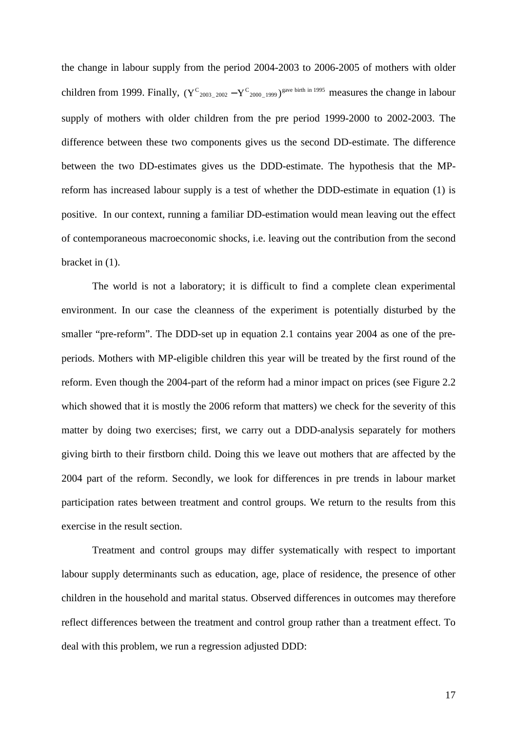the change in labour supply from the period 2004-2003 to 2006-2005 of mothers with older children from 1999. Finally, $(Y^{C}_{2003\_2002} - Y^{C}_{2000\_1999})^{\text{gave birth in 1995}}$ measures the change in labour supply of mothers with older children from the pre period 1999-2000 to 2002-2003. The difference between these two components gives us the second DD-estimate. The difference between the two DD-estimates gives us the DDD-estimate. The hypothesis that the MP-reform has increased labour supply is a test of whether the DDD-estimate in equation (1) is positive. In our context, running a familiar DD-estimation would mean leaving out the effect of contemporaneous macroeconomic shocks, i.e. leaving out the contribution from the second bracket in (1).

The world is not a laboratory; it is difficult to find a complete clean experimental environment. In our case the cleanness of the experiment is potentially disturbed by the smaller "pre-reform". The DDD-set up in equation 2.1 contains year 2004 as one of the pre-periods. Mothers with MP-eligible children this year will be treated by the first round of the reform. Even though the 2004-part of the reform had a minor impact on prices (see Figure 2.2 which showed that it is mostly the 2006 reform that matters) we check for the severity of this matter by doing two exercises; first, we carry out a DDD-analysis separately for mothers giving birth to their firstborn child. Doing this we leave out mothers that are affected by the 2004 part of the reform. Secondly, we look for differences in pre trends in labour market participation rates between treatment and control groups. We return to the results from this exercise in the result section.

Treatment and control groups may differ systematically with respect to important labour supply determinants such as education, age, place of residence, the presence of other children in the household and marital status. Observed differences in outcomes may therefore reflect differences between the treatment and control group rather than a treatment effect. To deal with this problem, we run a regression adjusted DDD: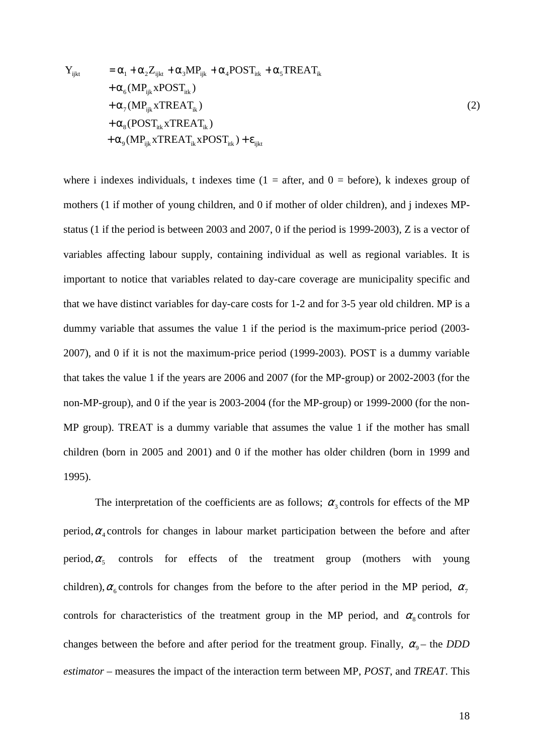$$
\begin{aligned}
Y_{ijkt} \quad &= \alpha_1 + \alpha_2 Z_{ijkt} + \alpha_3 MP_{ijk} + \alpha_4 POST_{itk} + \alpha_5 TREAT_{ik} \\
&+ \alpha_6 (MP_{ijk} x POST_{itk}) \\
&+ \alpha_7 (MP_{ijk} x TREAT_{ik}) \\
&+ \alpha_8 (POST_{itk} x TREAT_{ik}) \\
&+ \alpha_9 (MP_{ijk} x TREAT_{ik} x POST_{itk}) + \varepsilon_{ijkt}
\end{aligned} \tag{2}
$$

where i indexes individuals, t indexes time (1 = after, and 0 = before), k indexes group of mothers (1 if mother of young children, and 0 if mother of older children), and j indexes MP-status (1 if the period is between 2003 and 2007, 0 if the period is 1999-2003), Z is a vector of variables affecting labour supply, containing individual as well as regional variables. It is important to notice that variables related to day-care coverage are municipality specific and that we have distinct variables for day-care costs for 1-2 and for 3-5 year old children. MP is a dummy variable that assumes the value 1 if the period is the maximum-price period (2003-2007), and 0 if it is not the maximum-price period (1999-2003). POST is a dummy variable that takes the value 1 if the years are 2006 and 2007 (for the MP-group) or 2002-2003 (for the non-MP-group), and 0 if the year is 2003-2004 (for the MP-group) or 1999-2000 (for the non-MP group). TREAT is a dummy variable that assumes the value 1 if the mother has small children (born in 2005 and 2001) and 0 if the mother has older children (born in 1999 and 1995).

The interpretation of the coefficients are as follows; $\alpha_3$ controls for effects of the MP period, $\alpha_4$ controls for changes in labour market participation between the before and after period, $\alpha_5$ controls for effects of the treatment group (mothers with young children), $\alpha_6$ controls for changes from the before to the after period in the MP period, $\alpha_7$ controls for characteristics of the treatment group in the MP period, and $\alpha_8$ controls for changes between the before and after period for the treatment group. Finally, $\alpha_9$ – the *DDD estimator* – measures the impact of the interaction term between MP, *POST*, and *TREAT*. This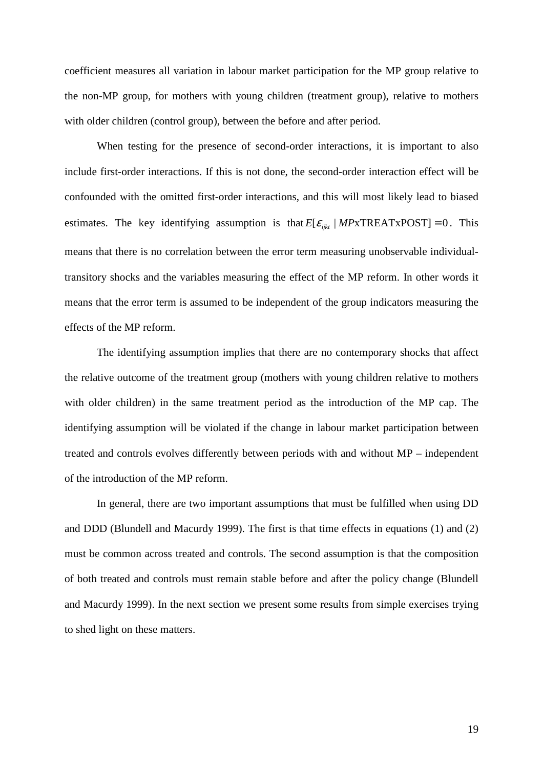coefficient measures all variation in labour market participation for the MP group relative to the non-MP group, for mothers with young children (treatment group), relative to mothers with older children (control group), between the before and after period.

When testing for the presence of second-order interactions, it is important to also include first-order interactions. If this is not done, the second-order interaction effect will be confounded with the omitted first-order interactions, and this will most likely lead to biased estimates. The key identifying assumption is that $E[\varepsilon_{ijkt} \mid MP\text{xTREATxPOST}] = 0$. This means that there is no correlation between the error term measuring unobservable individual-transitory shocks and the variables measuring the effect of the MP reform. In other words it means that the error term is assumed to be independent of the group indicators measuring the effects of the MP reform.

The identifying assumption implies that there are no contemporary shocks that affect the relative outcome of the treatment group (mothers with young children relative to mothers with older children) in the same treatment period as the introduction of the MP cap. The identifying assumption will be violated if the change in labour market participation between treated and controls evolves differently between periods with and without MP – independent of the introduction of the MP reform.

In general, there are two important assumptions that must be fulfilled when using DD and DDD (Blundell and Macurdy 1999). The first is that time effects in equations (1) and (2) must be common across treated and controls. The second assumption is that the composition of both treated and controls must remain stable before and after the policy change (Blundell and Macurdy 1999). In the next section we present some results from simple exercises trying to shed light on these matters.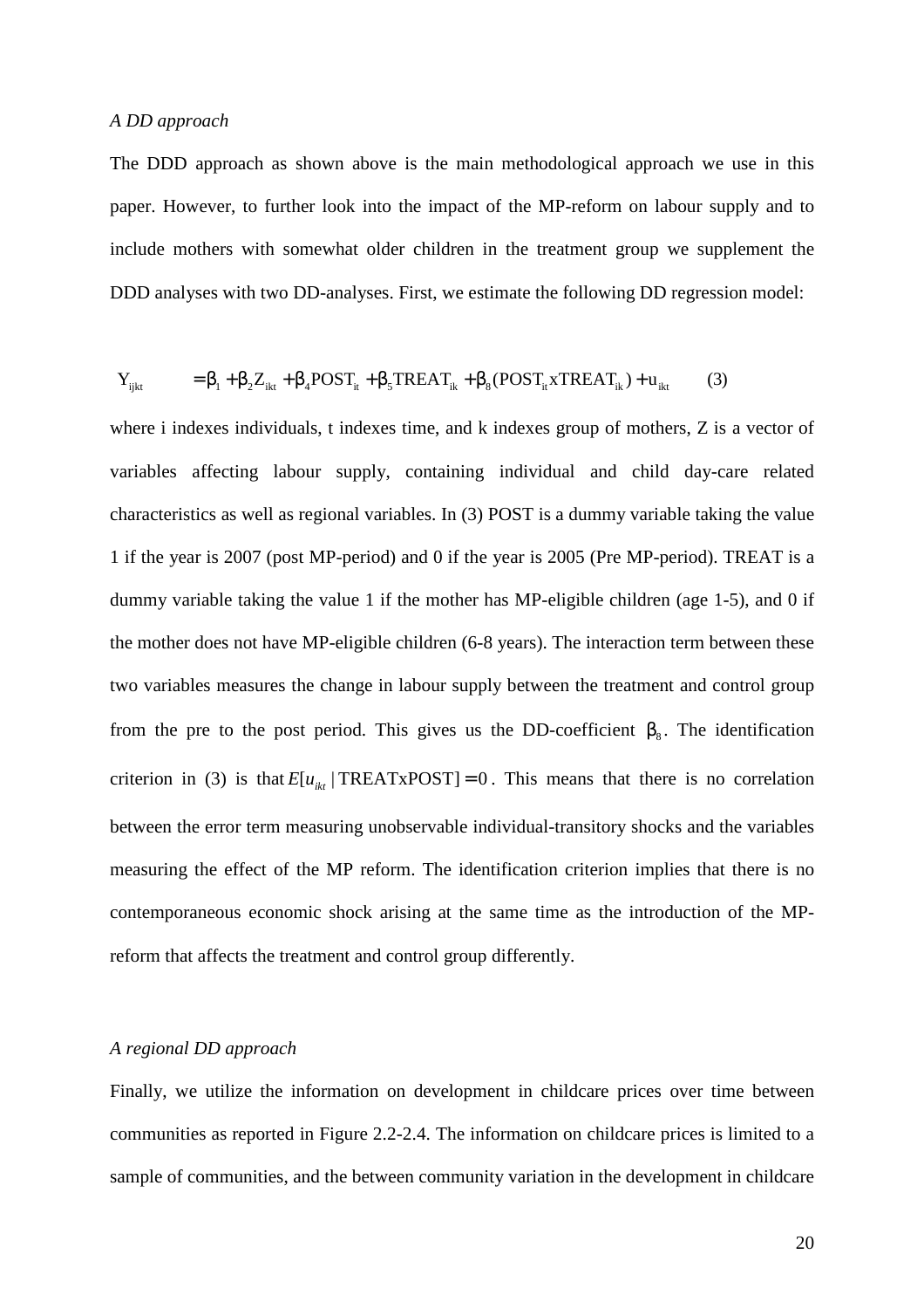*A DD approach*

The DDD approach as shown above is the main methodological approach we use in this paper. However, to further look into the impact of the MP-reform on labour supply and to include mothers with somewhat older children in the treatment group we supplement the DDD analyses with two DD-analyses. First, we estimate the following DD regression model:

$$Y_{ijkt} = \beta_1 + \beta_2 Z_{ikt} + \beta_4 POST_{it} + \beta_5 TREAT_{ik} + \beta_8 (POST_{it} x TREAT_{ik}) + u_{ikt} \qquad (3)$$

where i indexes individuals, t indexes time, and k indexes group of mothers, Z is a vector of variables affecting labour supply, containing individual and child day-care related characteristics as well as regional variables. In (3) POST is a dummy variable taking the value 1 if the year is 2007 (post MP-period) and 0 if the year is 2005 (Pre MP-period). TREAT is a dummy variable taking the value 1 if the mother has MP-eligible children (age 1-5), and 0 if the mother does not have MP-eligible children (6-8 years). The interaction term between these two variables measures the change in labour supply between the treatment and control group from the pre to the post period. This gives us the DD-coefficient $\beta_8$. The identification criterion in (3) is that $E[u_{ikt} \mid TREATxPOST] = 0$. This means that there is no correlation between the error term measuring unobservable individual-transitory shocks and the variables measuring the effect of the MP reform. The identification criterion implies that there is no contemporaneous economic shock arising at the same time as the introduction of the MP-reform that affects the treatment and control group differently.

*A regional DD approach*

Finally, we utilize the information on development in childcare prices over time between communities as reported in Figure 2.2-2.4. The information on childcare prices is limited to a sample of communities, and the between community variation in the development in childcare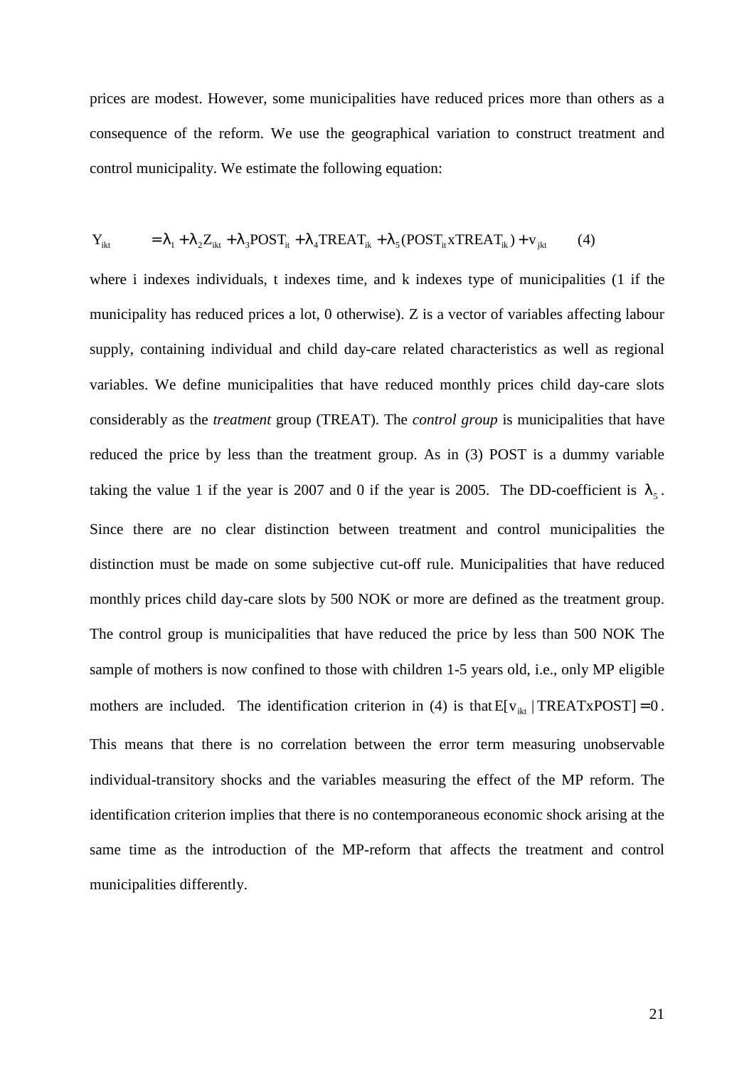prices are modest. However, some municipalities have reduced prices more than others as a consequence of the reform. We use the geographical variation to construct treatment and control municipality. We estimate the following equation:

$$Y_{ikt} = \lambda_1 + \lambda_2 Z_{ikt} + \lambda_3 POST_{it} + \lambda_4 TREAT_{ik} + \lambda_5 (POST_{it} x TREAT_{ik}) + v_{jkt} \quad (4)$$

where i indexes individuals, t indexes time, and k indexes type of municipalities (1 if the municipality has reduced prices a lot, 0 otherwise). Z is a vector of variables affecting labour supply, containing individual and child day-care related characteristics as well as regional variables. We define municipalities that have reduced monthly prices child day-care slots considerably as the *treatment* group (TREAT). The *control group* is municipalities that have reduced the price by less than the treatment group. As in (3) POST is a dummy variable taking the value 1 if the year is 2007 and 0 if the year is 2005. The DD-coefficient is $\lambda_5$. Since there are no clear distinction between treatment and control municipalities the distinction must be made on some subjective cut-off rule. Municipalities that have reduced monthly prices child day-care slots by 500 NOK or more are defined as the treatment group. The control group is municipalities that have reduced the price by less than 500 NOK The sample of mothers is now confined to those with children 1-5 years old, i.e., only MP eligible mothers are included. The identification criterion in (4) is that $E[v_{ikt} \mid TREATxPOST] = 0$. This means that there is no correlation between the error term measuring unobservable individual-transitory shocks and the variables measuring the effect of the MP reform. The identification criterion implies that there is no contemporaneous economic shock arising at the same time as the introduction of the MP-reform that affects the treatment and control municipalities differently.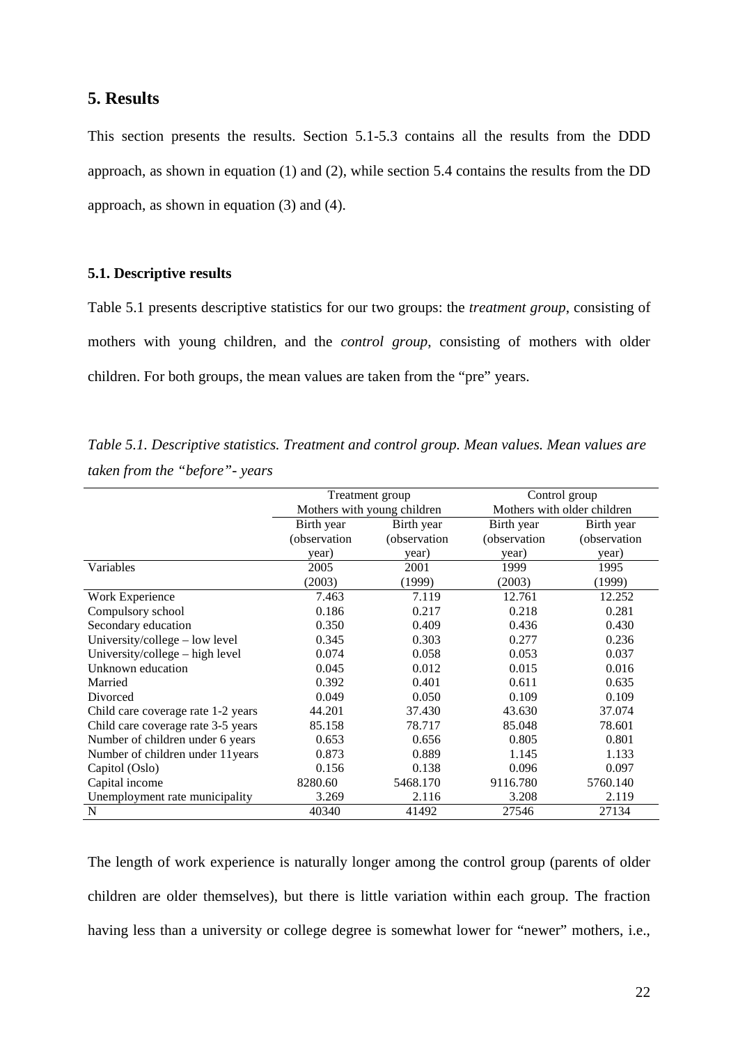## 5. Results

This section presents the results. Section 5.1-5.3 contains all the results from the DDD approach, as shown in equation (1) and (2), while section 5.4 contains the results from the DD approach, as shown in equation (3) and (4).

### 5.1. Descriptive results

Table 5.1 presents descriptive statistics for our two groups: the *treatment group*, consisting of mothers with young children, and the *control group*, consisting of mothers with older children. For both groups, the mean values are taken from the "pre" years.

*Table 5.1. Descriptive statistics. Treatment and control group. Mean values. Mean values are taken from the "before"- years*

| | Treatment group Mothers with young children | | Control group Mothers with older children | |
|---|---|---|---|---|
| | Birth year (observation year) | Birth year (observation year) | Birth year (observation year) | Birth year (observation year) |
| Variables | 2005 (2003) | 2001 (1999) | 1999 (2003) | 1995 (1999) |
| Work Experience | 7.463 | 7.119 | 12.761 | 12.252 |
| Compulsory school | 0.186 | 0.217 | 0.218 | 0.281 |
| Secondary education | 0.350 | 0.409 | 0.436 | 0.430 |
| University/college – low level | 0.345 | 0.303 | 0.277 | 0.236 |
| University/college – high level | 0.074 | 0.058 | 0.053 | 0.037 |
| Unknown education | 0.045 | 0.012 | 0.015 | 0.016 |
| Married | 0.392 | 0.401 | 0.611 | 0.635 |
| Divorced | 0.049 | 0.050 | 0.109 | 0.109 |
| Child care coverage rate 1-2 years | 44.201 | 37.430 | 43.630 | 37.074 |
| Child care coverage rate 3-5 years | 85.158 | 78.717 | 85.048 | 78.601 |
| Number of children under 6 years | 0.653 | 0.656 | 0.805 | 0.801 |
| Number of children under 11years | 0.873 | 0.889 | 1.145 | 1.133 |
| Capitol (Oslo) | 0.156 | 0.138 | 0.096 | 0.097 |
| Capital income | 8280.60 | 5468.170 | 9116.780 | 5760.140 |
| Unemployment rate municipality | 3.269 | 2.116 | 3.208 | 2.119 |
| N | 40340 | 41492 | 27546 | 27134 |

The length of work experience is naturally longer among the control group (parents of older children are older themselves), but there is little variation within each group. The fraction having less than a university or college degree is somewhat lower for "newer" mothers, i.e.,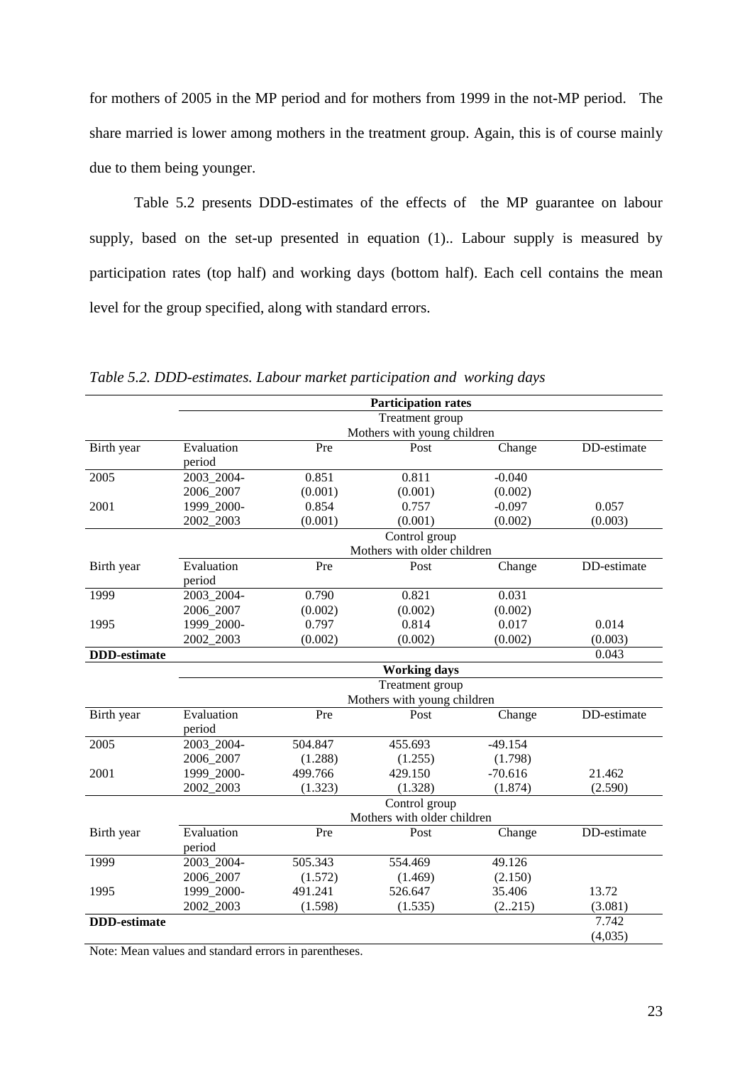for mothers of 2005 in the MP period and for mothers from 1999 in the not-MP period. The share married is lower among mothers in the treatment group. Again, this is of course mainly due to them being younger.

Table 5.2 presents DDD-estimates of the effects of the MP guarantee on labour supply, based on the set-up presented in equation (1).. Labour supply is measured by participation rates (top half) and working days (bottom half). Each cell contains the mean level for the group specified, along with standard errors.

*Table 5.2. DDD-estimates. Labour market participation and working days*

| | | | **Participation rates** | | |
|---|---|---|---|---|---|
| | | | Treatment group<br>Mothers with young children | | |
| Birth year | Evaluation period | Pre | Post | Change | DD-estimate |
| 2005 | 2003_2004-2006_2007 | 0.851<br>(0.001) | 0.811<br>(0.001) | -0.040<br>(0.002) | |
| 2001 | 1999_2000-2002_2003 | 0.854<br>(0.001) | 0.757<br>(0.001) | -0.097<br>(0.002) | 0.057<br>(0.003) |
| | | | Control group<br>Mothers with older children | | |
| Birth year | Evaluation period | Pre | Post | Change | DD-estimate |
| 1999 | 2003_2004-2006_2007 | 0.790<br>(0.002) | 0.821<br>(0.002) | 0.031<br>(0.002) | |
| 1995 | 1999_2000-2002_2003 | 0.797<br>(0.002) | 0.814<br>(0.002) | 0.017<br>(0.002) | 0.014<br>(0.003) |
| **DDD-estimate** | | | | | 0.043 |
| | | | **Working days** | | |
| | | | Treatment group<br>Mothers with young children | | |
| Birth year | Evaluation period | Pre | Post | Change | DD-estimate |
| 2005 | 2003_2004-2006_2007 | 504.847<br>(1.288) | 455.693<br>(1.255) | -49.154<br>(1.798) | |
| 2001 | 1999_2000-2002_2003 | 499.766<br>(1.323) | 429.150<br>(1.328) | -70.616<br>(1.874) | 21.462<br>(2.590) |
| | | | Control group<br>Mothers with older children | | |
| Birth year | Evaluation period | Pre | Post | Change | DD-estimate |
| 1999 | 2003_2004-2006_2007 | 505.343<br>(1.572) | 554.469<br>(1.469) | 49.126<br>(2.150) | |
| 1995 | 1999_2000-2002_2003 | 491.241<br>(1.598) | 526.647<br>(1.535) | 35.406<br>(2..215) | 13.72<br>(3.081) |
| **DDD-estimate** | | | | | 7.742<br>(4,035) |

Note: Mean values and standard errors in parentheses.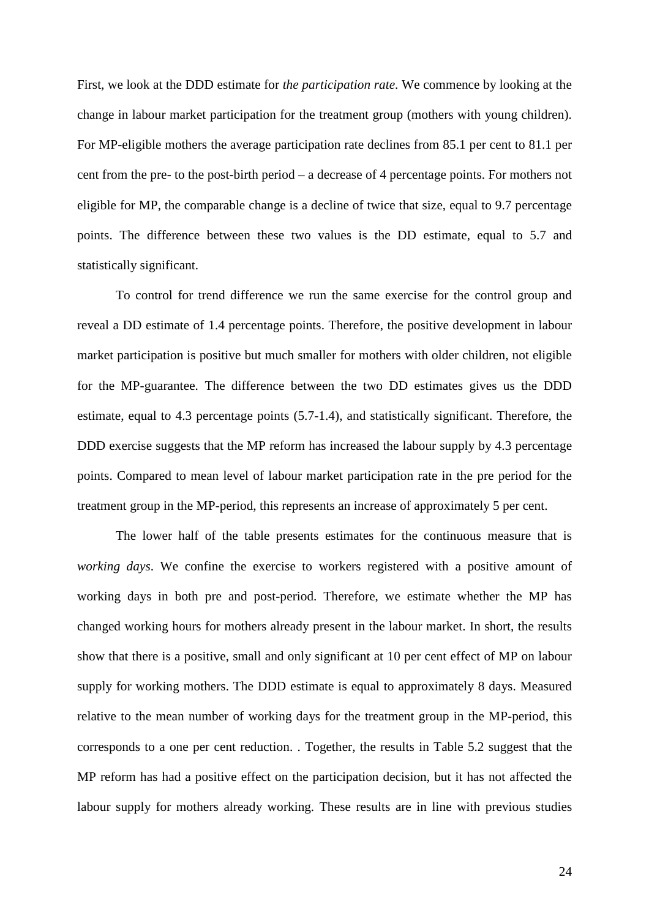First, we look at the DDD estimate for *the participation rate*. We commence by looking at the change in labour market participation for the treatment group (mothers with young children). For MP-eligible mothers the average participation rate declines from 85.1 per cent to 81.1 per cent from the pre- to the post-birth period – a decrease of 4 percentage points. For mothers not eligible for MP, the comparable change is a decline of twice that size, equal to 9.7 percentage points. The difference between these two values is the DD estimate, equal to 5.7 and statistically significant.

To control for trend difference we run the same exercise for the control group and reveal a DD estimate of 1.4 percentage points. Therefore, the positive development in labour market participation is positive but much smaller for mothers with older children, not eligible for the MP-guarantee. The difference between the two DD estimates gives us the DDD estimate, equal to 4.3 percentage points (5.7-1.4), and statistically significant. Therefore, the DDD exercise suggests that the MP reform has increased the labour supply by 4.3 percentage points. Compared to mean level of labour market participation rate in the pre period for the treatment group in the MP-period, this represents an increase of approximately 5 per cent.

The lower half of the table presents estimates for the continuous measure that is *working days*. We confine the exercise to workers registered with a positive amount of working days in both pre and post-period. Therefore, we estimate whether the MP has changed working hours for mothers already present in the labour market. In short, the results show that there is a positive, small and only significant at 10 per cent effect of MP on labour supply for working mothers. The DDD estimate is equal to approximately 8 days. Measured relative to the mean number of working days for the treatment group in the MP-period, this corresponds to a one per cent reduction. . Together, the results in Table 5.2 suggest that the MP reform has had a positive effect on the participation decision, but it has not affected the labour supply for mothers already working. These results are in line with previous studies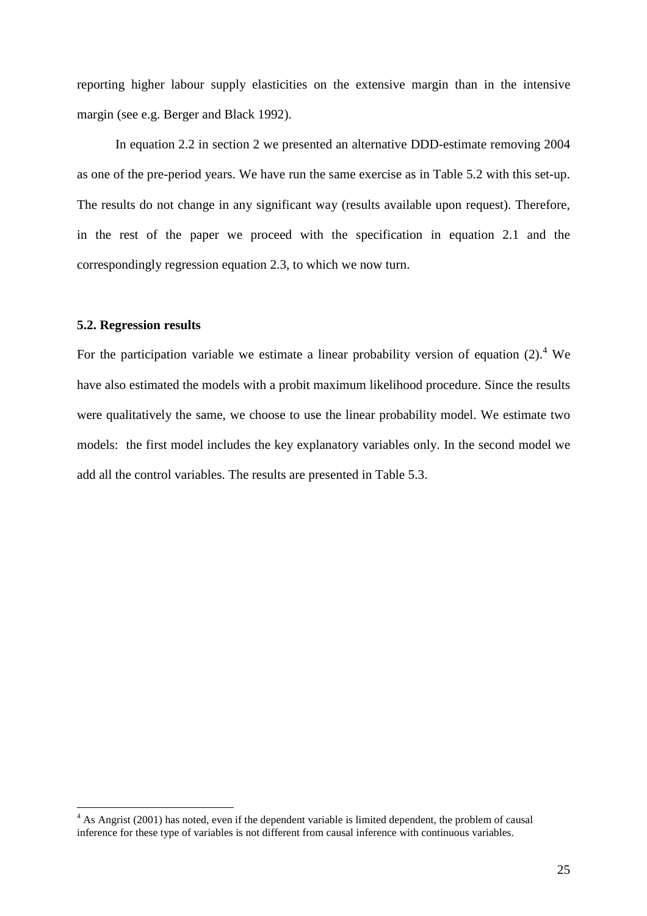reporting higher labour supply elasticities on the extensive margin than in the intensive margin (see e.g. Berger and Black 1992).

In equation 2.2 in section 2 we presented an alternative DDD-estimate removing 2004 as one of the pre-period years. We have run the same exercise as in Table 5.2 with this set-up. The results do not change in any significant way (results available upon request). Therefore, in the rest of the paper we proceed with the specification in equation 2.1 and the correspondingly regression equation 2.3, to which we now turn.

### 5.2. Regression results

For the participation variable we estimate a linear probability version of equation (2).[4] We have also estimated the models with a probit maximum likelihood procedure. Since the results were qualitatively the same, we choose to use the linear probability model. We estimate two models: the first model includes the key explanatory variables only. In the second model we add all the control variables. The results are presented in Table 5.3.

---

[4] As Angrist (2001) has noted, even if the dependent variable is limited dependent, the problem of causal inference for these type of variables is not different from causal inference with continuous variables.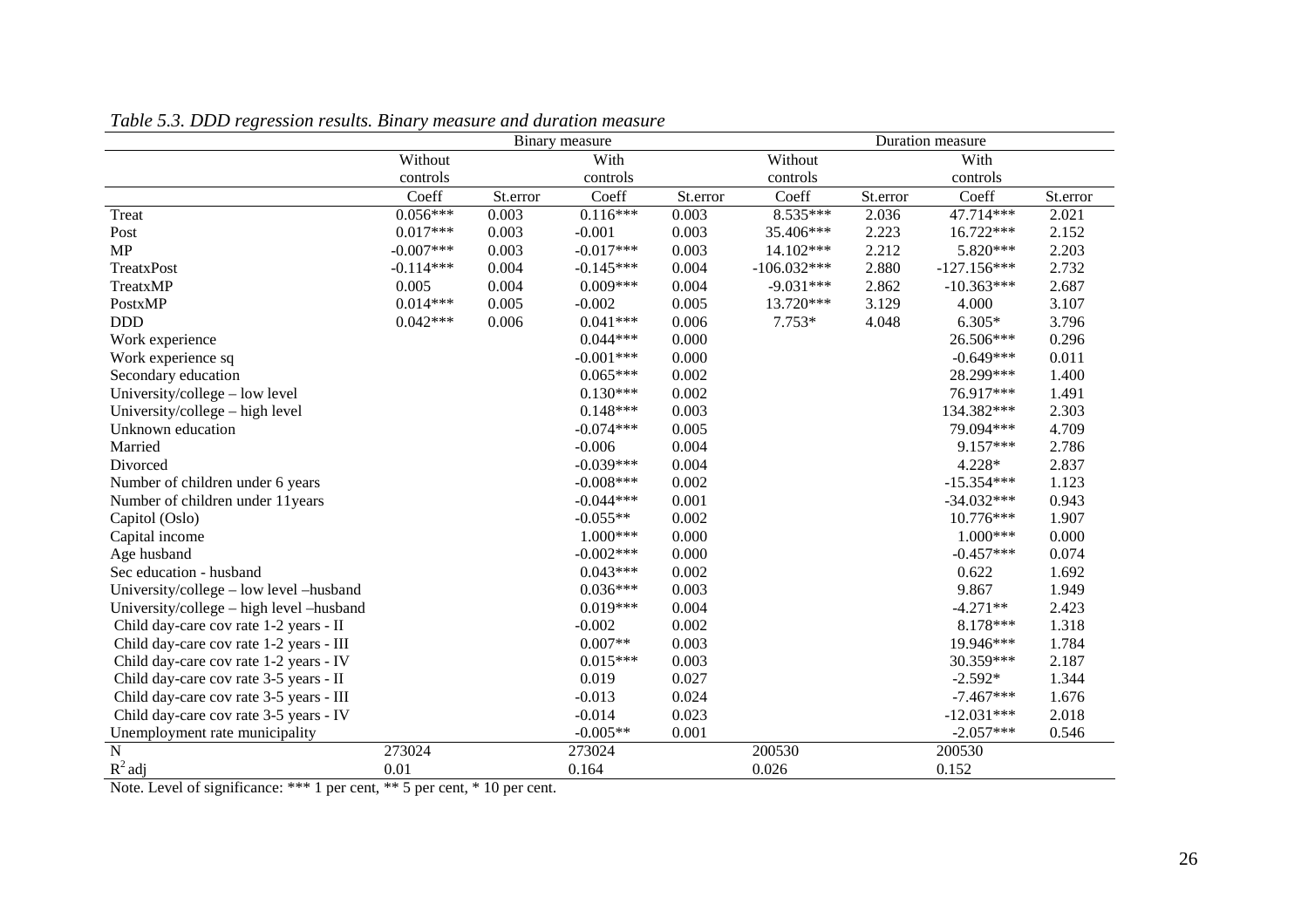*Table 5.3. DDD regression results. Binary measure and duration measure*

| | Binary measure | | | | Duration measure | | | |
|---|---|---|---|---|---|---|---|---|
| | Without controls | | With controls | | Without controls | | With controls | |
| | Coeff | St.error | Coeff | St.error | Coeff | St.error | Coeff | St.error |
| Treat | 0.056*** | 0.003 | 0.116*** | 0.003 | 8.535*** | 2.036 | 47.714*** | 2.021 |
| Post | 0.017*** | 0.003 | -0.001 | 0.003 | 35.406*** | 2.223 | 16.722*** | 2.152 |
| MP | -0.007*** | 0.003 | -0.017*** | 0.003 | 14.102*** | 2.212 | 5.820*** | 2.203 |
| TreatxPost | -0.114*** | 0.004 | -0.145*** | 0.004 | -106.032*** | 2.880 | -127.156*** | 2.732 |
| TreatxMP | 0.005 | 0.004 | 0.009*** | 0.004 | -9.031*** | 2.862 | -10.363*** | 2.687 |
| PostxMP | 0.014*** | 0.005 | -0.002 | 0.005 | 13.720*** | 3.129 | 4.000 | 3.107 |
| DDD | 0.042*** | 0.006 | 0.041*** | 0.006 | 7.753* | 4.048 | 6.305* | 3.796 |
| Work experience | | | 0.044*** | 0.000 | | | 26.506*** | 0.296 |
| Work experience sq | | | -0.001*** | 0.000 | | | -0.649*** | 0.011 |
| Secondary education | | | 0.065*** | 0.002 | | | 28.299*** | 1.400 |
| University/college – low level | | | 0.130*** | 0.002 | | | 76.917*** | 1.491 |
| University/college – high level | | | 0.148*** | 0.003 | | | 134.382*** | 2.303 |
| Unknown education | | | -0.074*** | 0.005 | | | 79.094*** | 4.709 |
| Married | | | -0.006 | 0.004 | | | 9.157*** | 2.786 |
| Divorced | | | -0.039*** | 0.004 | | | 4.228* | 2.837 |
| Number of children under 6 years | | | -0.008*** | 0.002 | | | -15.354*** | 1.123 |
| Number of children under 11years | | | -0.044*** | 0.001 | | | -34.032*** | 0.943 |
| Capitol (Oslo) | | | -0.055** | 0.002 | | | 10.776*** | 1.907 |
| Capital income | | | 1.000*** | 0.000 | | | 1.000*** | 0.000 |
| Age husband | | | -0.002*** | 0.000 | | | -0.457*** | 0.074 |
| Sec education - husband | | | 0.043*** | 0.002 | | | 0.622 | 1.692 |
| University/college – low level –husband | | | 0.036*** | 0.003 | | | 9.867 | 1.949 |
| University/college – high level –husband | | | 0.019*** | 0.004 | | | -4.271** | 2.423 |
| Child day-care cov rate 1-2 years - II | | | -0.002 | 0.002 | | | 8.178*** | 1.318 |
| Child day-care cov rate 1-2 years - III | | | 0.007** | 0.003 | | | 19.946*** | 1.784 |
| Child day-care cov rate 1-2 years - IV | | | 0.015*** | 0.003 | | | 30.359*** | 2.187 |
| Child day-care cov rate 3-5 years - II | | | 0.019 | 0.027 | | | -2.592* | 1.344 |
| Child day-care cov rate 3-5 years - III | | | -0.013 | 0.024 | | | -7.467*** | 1.676 |
| Child day-care cov rate 3-5 years - IV | | | -0.014 | 0.023 | | | -12.031*** | 2.018 |
| Unemployment rate municipality | | | -0.005** | 0.001 | | | -2.057*** | 0.546 |
| N | 273024 | | 273024 | | 200530 | | 200530 | |
| $R^2$ adj | 0.01 | | 0.164 | | 0.026 | | 0.152 | |

Note. Level of significance: *** 1 per cent, ** 5 per cent, * 10 per cent.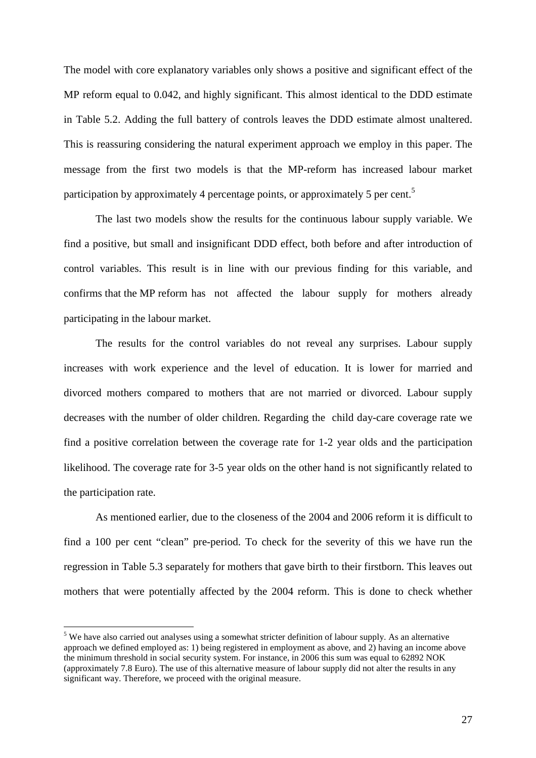The model with core explanatory variables only shows a positive and significant effect of the MP reform equal to 0.042, and highly significant. This almost identical to the DDD estimate in Table 5.2. Adding the full battery of controls leaves the DDD estimate almost unaltered. This is reassuring considering the natural experiment approach we employ in this paper. The message from the first two models is that the MP-reform has increased labour market participation by approximately 4 percentage points, or approximately 5 per cent.[5]

The last two models show the results for the continuous labour supply variable. We find a positive, but small and insignificant DDD effect, both before and after introduction of control variables. This result is in line with our previous finding for this variable, and confirms that the MP reform has not affected the labour supply for mothers already participating in the labour market.

The results for the control variables do not reveal any surprises. Labour supply increases with work experience and the level of education. It is lower for married and divorced mothers compared to mothers that are not married or divorced. Labour supply decreases with the number of older children. Regarding the child day-care coverage rate we find a positive correlation between the coverage rate for 1-2 year olds and the participation likelihood. The coverage rate for 3-5 year olds on the other hand is not significantly related to the participation rate.

As mentioned earlier, due to the closeness of the 2004 and 2006 reform it is difficult to find a 100 per cent "clean" pre-period. To check for the severity of this we have run the regression in Table 5.3 separately for mothers that gave birth to their firstborn. This leaves out mothers that were potentially affected by the 2004 reform. This is done to check whether

[5] We have also carried out analyses using a somewhat stricter definition of labour supply. As an alternative approach we defined employed as: 1) being registered in employment as above, and 2) having an income above the minimum threshold in social security system. For instance, in 2006 this sum was equal to 62892 NOK (approximately 7.8 Euro). The use of this alternative measure of labour supply did not alter the results in any significant way. Therefore, we proceed with the original measure.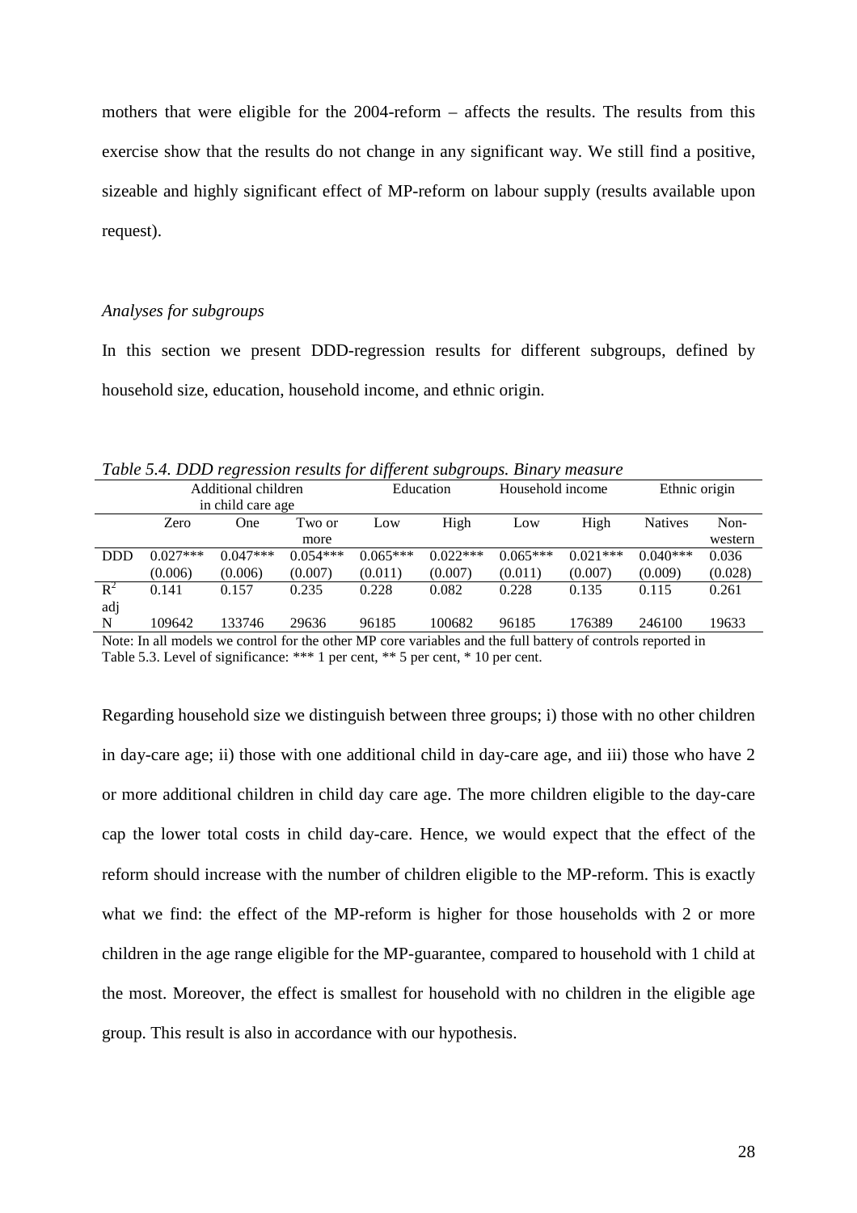mothers that were eligible for the 2004-reform – affects the results. The results from this exercise show that the results do not change in any significant way. We still find a positive, sizeable and highly significant effect of MP-reform on labour supply (results available upon request).

*Analyses for subgroups*

In this section we present DDD-regression results for different subgroups, defined by household size, education, household income, and ethnic origin.

*Table 5.4. DDD regression results for different subgroups. Binary measure*

| | Additional children in child care age | | | Education | | Household income | | Ethnic origin | |
|---|---|---|---|---|---|---|---|---|---|
| | Zero | One | Two or more | Low | High | Low | High | Natives | Non-western |
| DDD | 0.027*** | 0.047*** | 0.054*** | 0.065*** | 0.022*** | 0.065*** | 0.021*** | 0.040*** | 0.036 |
| | (0.006) | (0.006) | (0.007) | (0.011) | (0.007) | (0.011) | (0.007) | (0.009) | (0.028) |
| $R^2$ adj | 0.141 | 0.157 | 0.235 | 0.228 | 0.082 | 0.228 | 0.135 | 0.115 | 0.261 |
| N | 109642 | 133746 | 29636 | 96185 | 100682 | 96185 | 176389 | 246100 | 19633 |

Note: In all models we control for the other MP core variables and the full battery of controls reported in Table 5.3. Level of significance: *** 1 per cent, ** 5 per cent, * 10 per cent.

Regarding household size we distinguish between three groups; i) those with no other children in day-care age; ii) those with one additional child in day-care age, and iii) those who have 2 or more additional children in child day care age. The more children eligible to the day-care cap the lower total costs in child day-care. Hence, we would expect that the effect of the reform should increase with the number of children eligible to the MP-reform. This is exactly what we find: the effect of the MP-reform is higher for those households with 2 or more children in the age range eligible for the MP-guarantee, compared to household with 1 child at the most. Moreover, the effect is smallest for household with no children in the eligible age group. This result is also in accordance with our hypothesis.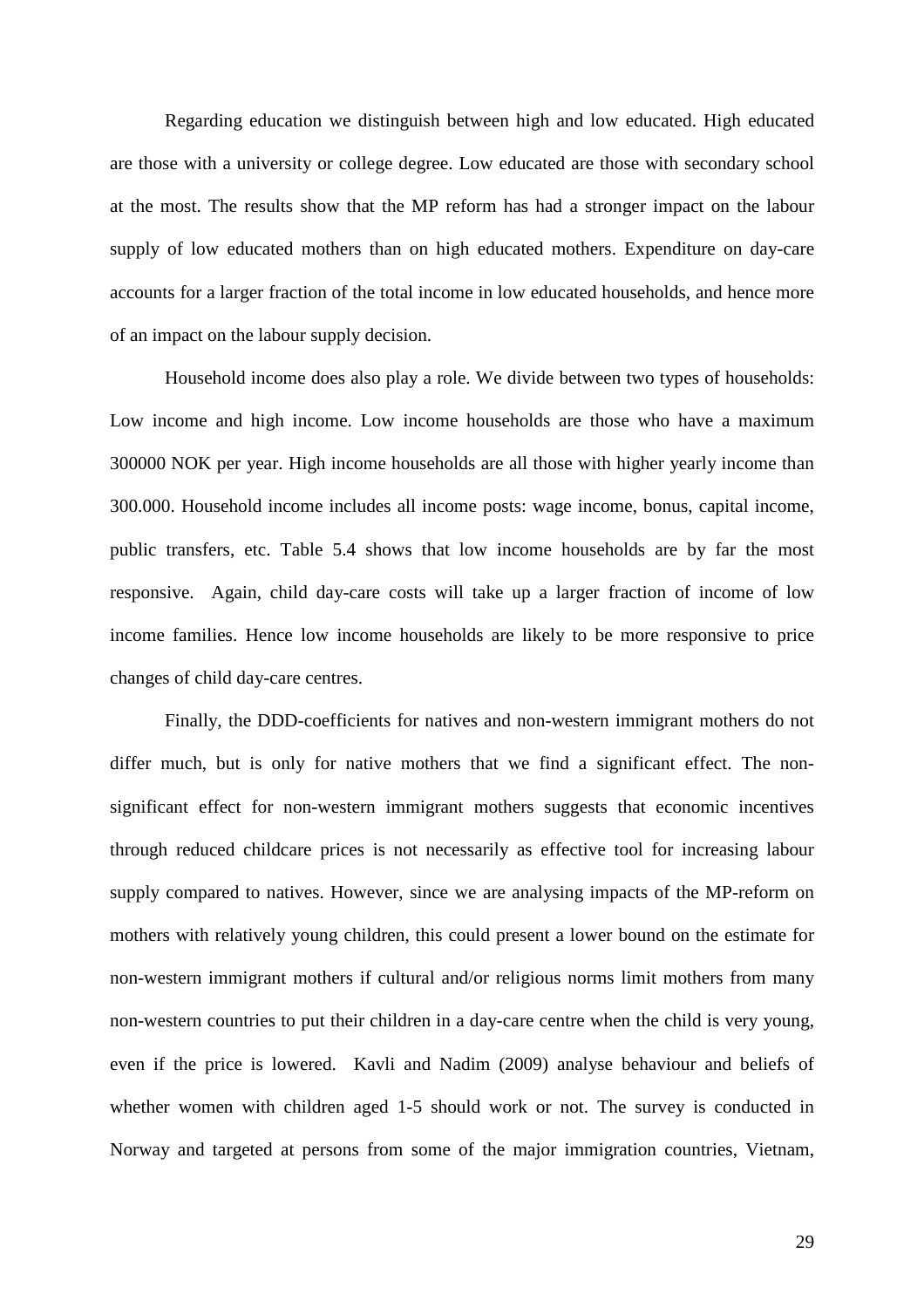Regarding education we distinguish between high and low educated. High educated are those with a university or college degree. Low educated are those with secondary school at the most. The results show that the MP reform has had a stronger impact on the labour supply of low educated mothers than on high educated mothers. Expenditure on day-care accounts for a larger fraction of the total income in low educated households, and hence more of an impact on the labour supply decision.

Household income does also play a role. We divide between two types of households: Low income and high income. Low income households are those who have a maximum 300000 NOK per year. High income households are all those with higher yearly income than 300.000. Household income includes all income posts: wage income, bonus, capital income, public transfers, etc. Table 5.4 shows that low income households are by far the most responsive. Again, child day-care costs will take up a larger fraction of income of low income families. Hence low income households are likely to be more responsive to price changes of child day-care centres.

Finally, the DDD-coefficients for natives and non-western immigrant mothers do not differ much, but is only for native mothers that we find a significant effect. The non-significant effect for non-western immigrant mothers suggests that economic incentives through reduced childcare prices is not necessarily as effective tool for increasing labour supply compared to natives. However, since we are analysing impacts of the MP-reform on mothers with relatively young children, this could present a lower bound on the estimate for non-western immigrant mothers if cultural and/or religious norms limit mothers from many non-western countries to put their children in a day-care centre when the child is very young, even if the price is lowered. Kavli and Nadim (2009) analyse behaviour and beliefs of whether women with children aged 1-5 should work or not. The survey is conducted in Norway and targeted at persons from some of the major immigration countries, Vietnam,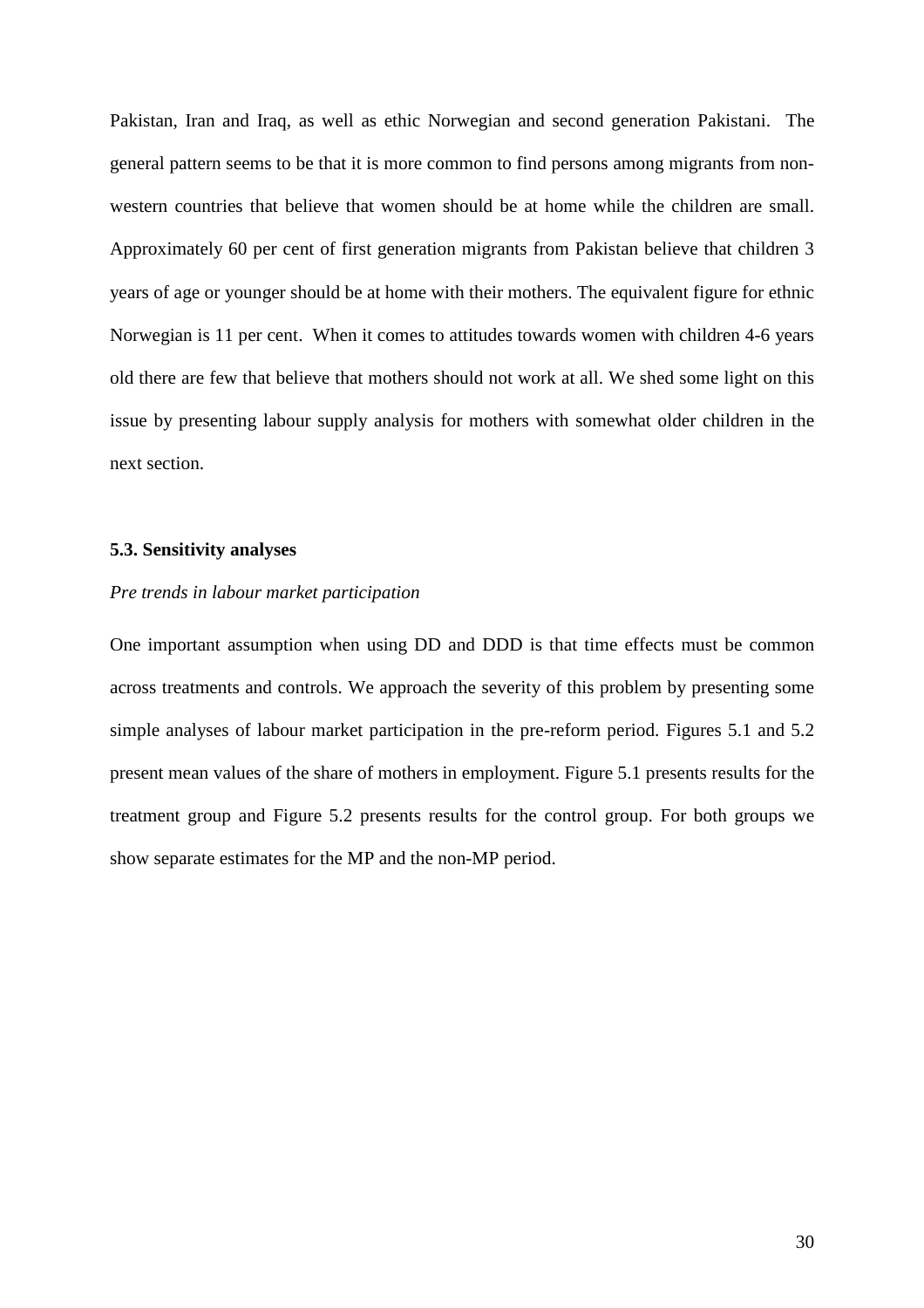Pakistan, Iran and Iraq, as well as ethic Norwegian and second generation Pakistani. The general pattern seems to be that it is more common to find persons among migrants from non-western countries that believe that women should be at home while the children are small. Approximately 60 per cent of first generation migrants from Pakistan believe that children 3 years of age or younger should be at home with their mothers. The equivalent figure for ethnic Norwegian is 11 per cent. When it comes to attitudes towards women with children 4-6 years old there are few that believe that mothers should not work at all. We shed some light on this issue by presenting labour supply analysis for mothers with somewhat older children in the next section.

### 5.3. Sensitivity analyses

*Pre trends in labour market participation*

One important assumption when using DD and DDD is that time effects must be common across treatments and controls. We approach the severity of this problem by presenting some simple analyses of labour market participation in the pre-reform period. Figures 5.1 and 5.2 present mean values of the share of mothers in employment. Figure 5.1 presents results for the treatment group and Figure 5.2 presents results for the control group. For both groups we show separate estimates for the MP and the non-MP period.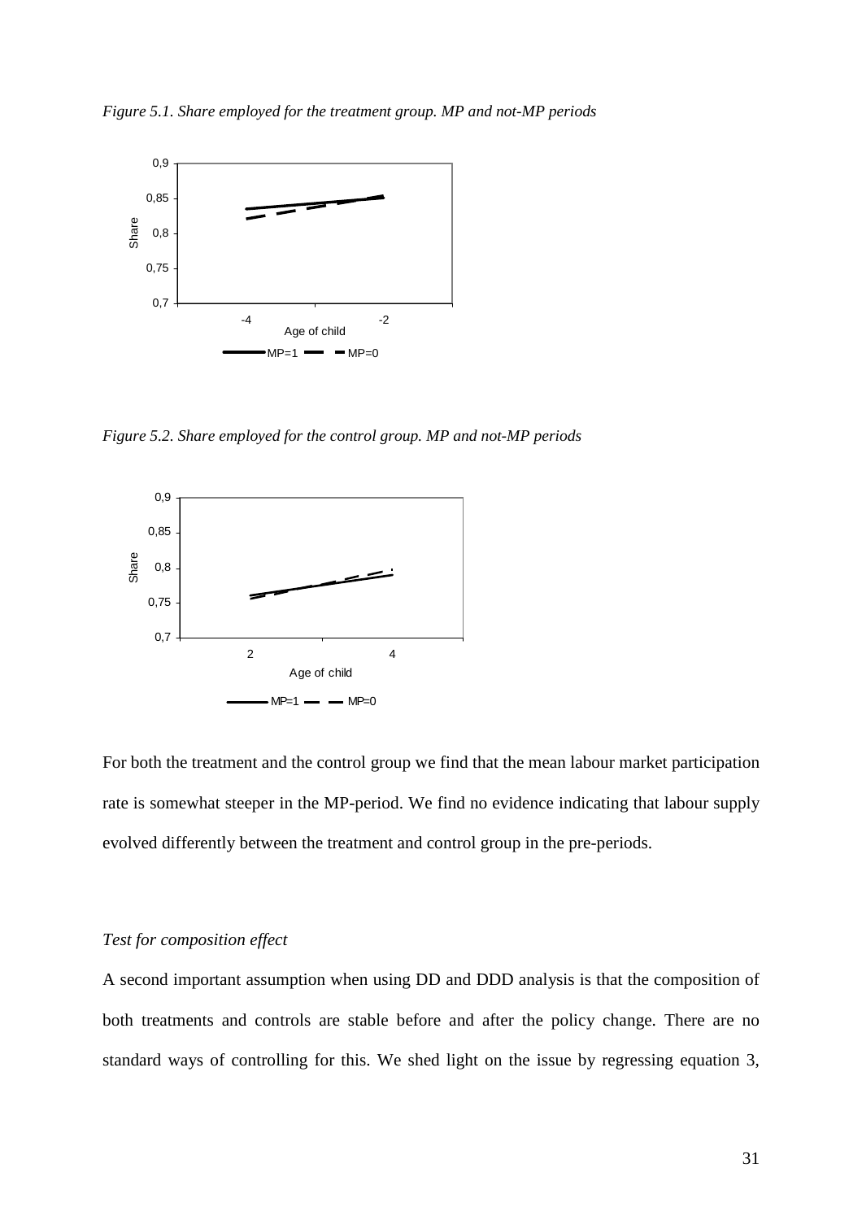*Figure 5.1. Share employed for the treatment group. MP and not-MP periods*

*Figure 5.2. Share employed for the control group. MP and not-MP periods*

For both the treatment and the control group we find that the mean labour market participation rate is somewhat steeper in the MP-period. We find no evidence indicating that labour supply evolved differently between the treatment and control group in the pre-periods.

*Test for composition effect*

A second important assumption when using DD and DDD analysis is that the composition of both treatments and controls are stable before and after the policy change. There are no standard ways of controlling for this. We shed light on the issue by regressing equation 3,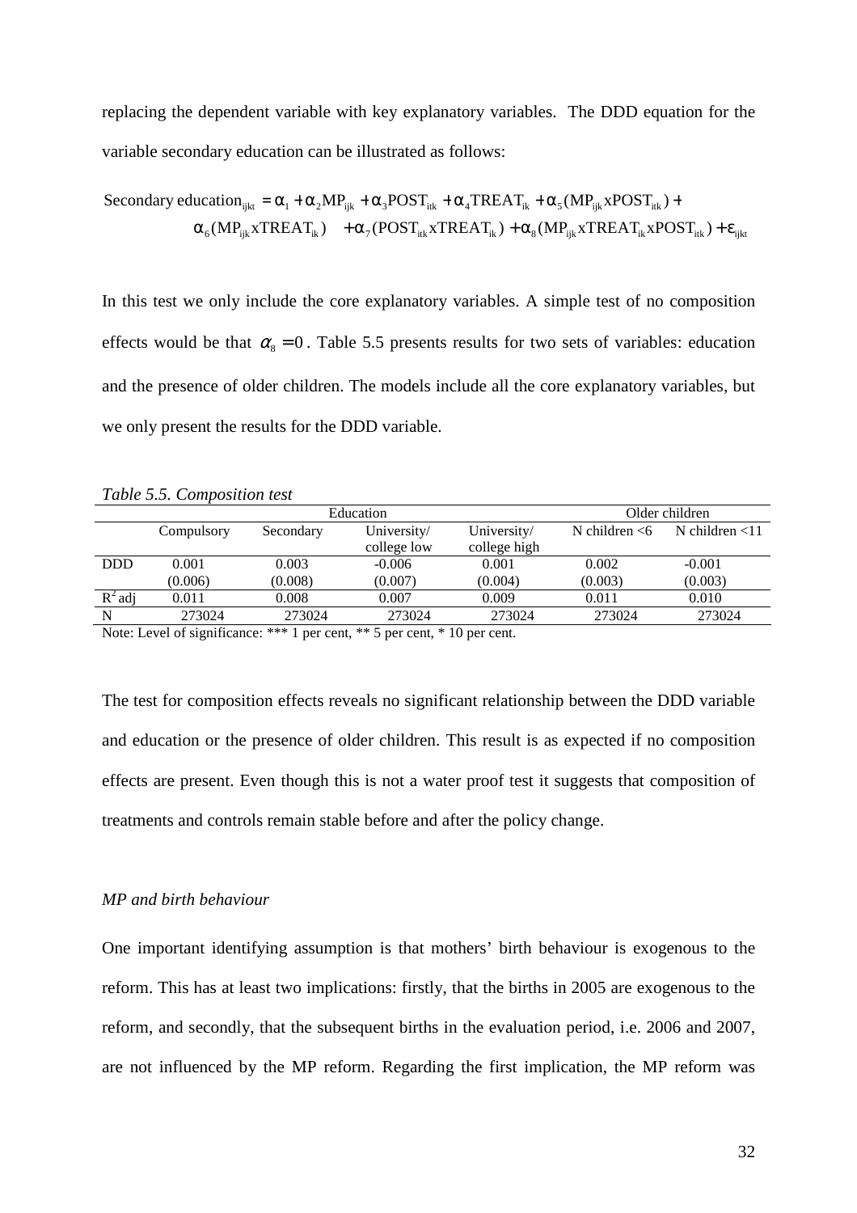replacing the dependent variable with key explanatory variables. The DDD equation for the variable secondary education can be illustrated as follows:

$$\text{Secondary education}_{ijkt} = \alpha_1 + \alpha_2 MP_{ijk} + \alpha_3 POST_{itk} + \alpha_4 TREAT_{ik} + \alpha_5 (MP_{ijk} xPOST_{itk}) + \alpha_6 (MP_{ijk} xTREAT_{ik}) + \alpha_7 (POST_{itk} xTREAT_{ik}) + \alpha_8 (MP_{ijk} xTREAT_{ik} xPOST_{itk}) + \varepsilon_{ijkt}$$

In this test we only include the core explanatory variables. A simple test of no composition effects would be that $\alpha_8 = 0$. Table 5.5 presents results for two sets of variables: education and the presence of older children. The models include all the core explanatory variables, but we only present the results for the DDD variable.

*Table 5.5. Composition test*

| | Education | | | | Older children | |
|---|---|---|---|---|---|---|
| | Compulsory | Secondary | University/ college low | University/ college high | N children <6 | N children <11 |
| DDD | 0.001 | 0.003 | -0.006 | 0.001 | 0.002 | -0.001 |
| | (0.006) | (0.008) | (0.007) | (0.004) | (0.003) | (0.003) |
| $R^2$ adj | 0.011 | 0.008 | 0.007 | 0.009 | 0.011 | 0.010 |
| N | 273024 | 273024 | 273024 | 273024 | 273024 | 273024 |

Note: Level of significance: *** 1 per cent, ** 5 per cent, * 10 per cent.

The test for composition effects reveals no significant relationship between the DDD variable and education or the presence of older children. This result is as expected if no composition effects are present. Even though this is not a water proof test it suggests that composition of treatments and controls remain stable before and after the policy change.

*MP and birth behaviour*

One important identifying assumption is that mothers' birth behaviour is exogenous to the reform. This has at least two implications: firstly, that the births in 2005 are exogenous to the reform, and secondly, that the subsequent births in the evaluation period, i.e. 2006 and 2007, are not influenced by the MP reform. Regarding the first implication, the MP reform was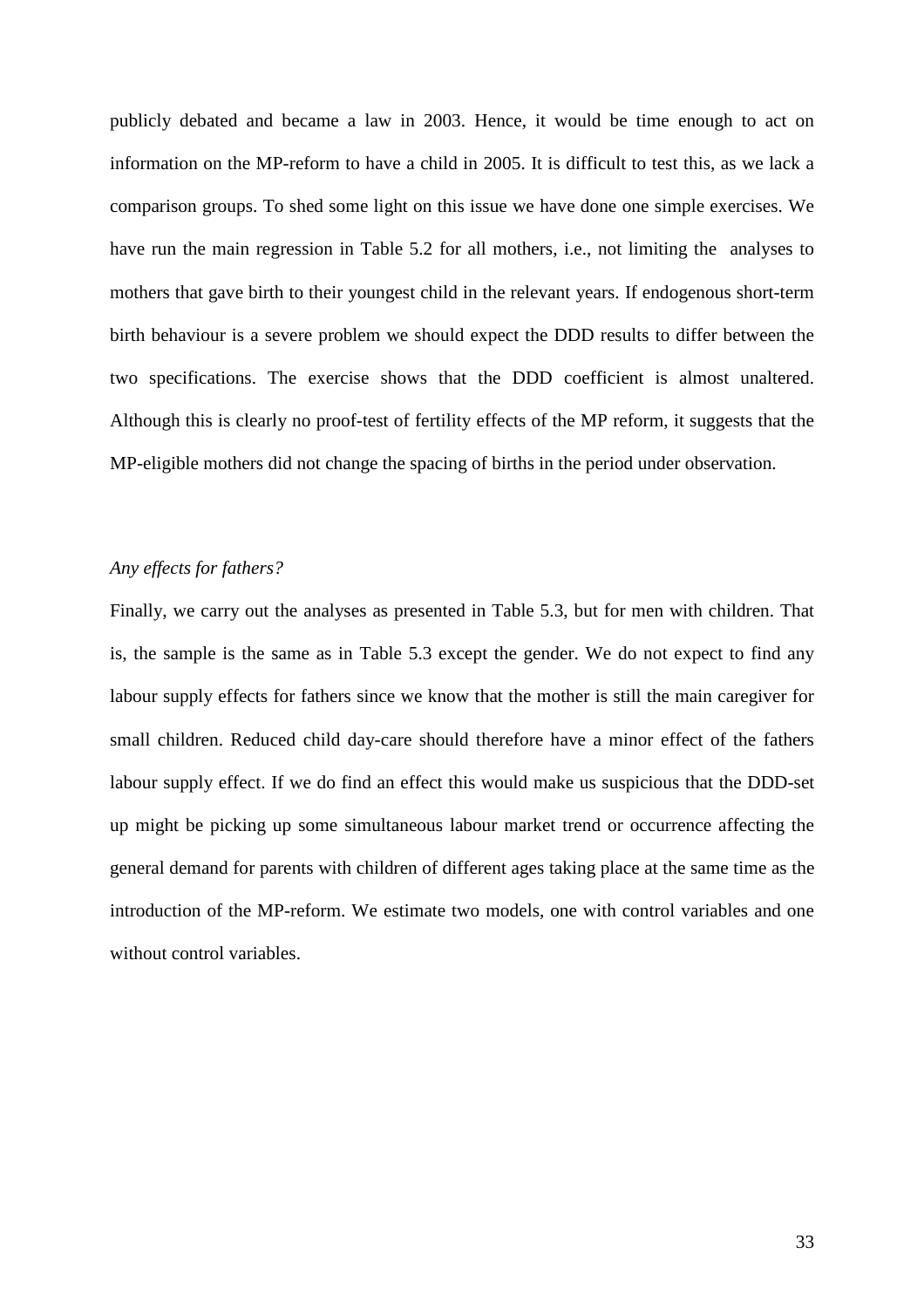publicly debated and became a law in 2003. Hence, it would be time enough to act on information on the MP-reform to have a child in 2005. It is difficult to test this, as we lack a comparison groups. To shed some light on this issue we have done one simple exercises. We have run the main regression in Table 5.2 for all mothers, i.e., not limiting the analyses to mothers that gave birth to their youngest child in the relevant years. If endogenous short-term birth behaviour is a severe problem we should expect the DDD results to differ between the two specifications. The exercise shows that the DDD coefficient is almost unaltered. Although this is clearly no proof-test of fertility effects of the MP reform, it suggests that the MP-eligible mothers did not change the spacing of births in the period under observation.

*Any effects for fathers?*

Finally, we carry out the analyses as presented in Table 5.3, but for men with children. That is, the sample is the same as in Table 5.3 except the gender. We do not expect to find any labour supply effects for fathers since we know that the mother is still the main caregiver for small children. Reduced child day-care should therefore have a minor effect of the fathers labour supply effect. If we do find an effect this would make us suspicious that the DDD-set up might be picking up some simultaneous labour market trend or occurrence affecting the general demand for parents with children of different ages taking place at the same time as the introduction of the MP-reform. We estimate two models, one with control variables and one without control variables.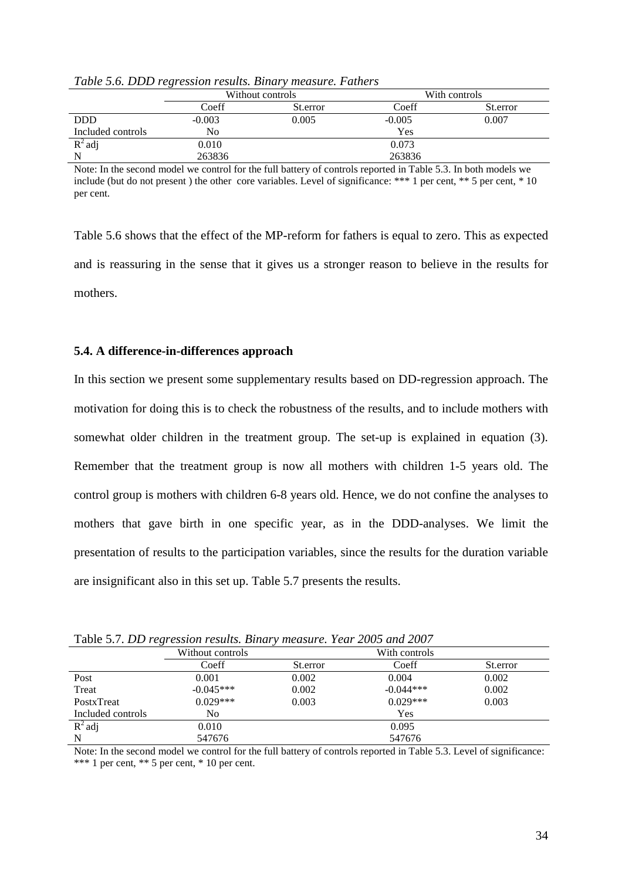*Table 5.6. DDD regression results. Binary measure. Fathers*

| | Without controls | | With controls | |
|---|---|---|---|---|
| | Coeff | St.error | Coeff | St.error |
| DDD | -0.003 | 0.005 | -0.005 | 0.007 |
| Included controls | No | | Yes | |
| $R^2$ adj | 0.010 | | 0.073 | |
| N | 263836 | | 263836 | |

Note: In the second model we control for the full battery of controls reported in Table 5.3. In both models we include (but do not present ) the other core variables. Level of significance: *** 1 per cent, ** 5 per cent, * 10 per cent.

Table 5.6 shows that the effect of the MP-reform for fathers is equal to zero. This as expected and is reassuring in the sense that it gives us a stronger reason to believe in the results for mothers.

### 5.4. A difference-in-differences approach

In this section we present some supplementary results based on DD-regression approach. The motivation for doing this is to check the robustness of the results, and to include mothers with somewhat older children in the treatment group. The set-up is explained in equation (3). Remember that the treatment group is now all mothers with children 1-5 years old. The control group is mothers with children 6-8 years old. Hence, we do not confine the analyses to mothers that gave birth in one specific year, as in the DDD-analyses. We limit the presentation of results to the participation variables, since the results for the duration variable are insignificant also in this set up. Table 5.7 presents the results.

Table 5.7. *DD regression results. Binary measure. Year 2005 and 2007*

| | Without controls | | With controls | |
|---|---|---|---|---|
| | Coeff | St.error | Coeff | St.error |
| Post | 0.001 | 0.002 | 0.004 | 0.002 |
| Treat | -0.045*** | 0.002 | -0.044*** | 0.002 |
| PostxTreat | 0.029*** | 0.003 | 0.029*** | 0.003 |
| Included controls | No | | Yes | |
| $R^2$ adj | 0.010 | | 0.095 | |
| N | 547676 | | 547676 | |

Note: In the second model we control for the full battery of controls reported in Table 5.3. Level of significance: *** 1 per cent, ** 5 per cent, * 10 per cent.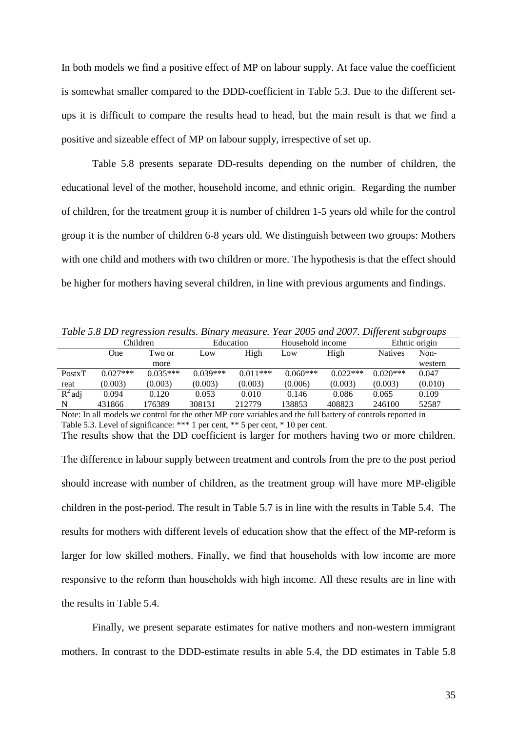In both models we find a positive effect of MP on labour supply. At face value the coefficient is somewhat smaller compared to the DDD-coefficient in Table 5.3. Due to the different set-ups it is difficult to compare the results head to head, but the main result is that we find a positive and sizeable effect of MP on labour supply, irrespective of set up.

Table 5.8 presents separate DD-results depending on the number of children, the educational level of the mother, household income, and ethnic origin. Regarding the number of children, for the treatment group it is number of children 1-5 years old while for the control group it is the number of children 6-8 years old. We distinguish between two groups: Mothers with one child and mothers with two children or more. The hypothesis is that the effect should be higher for mothers having several children, in line with previous arguments and findings.

*Table 5.8 DD regression results. Binary measure. Year 2005 and 2007. Different subgroups*

| | Children | | Education | | Household income | | Ethnic origin | |
|---|---|---|---|---|---|---|---|---|
| | One | Two or more | Low | High | Low | High | Natives | Non-western |
| PostxTreat | 0.027*** | 0.035*** | 0.039*** | 0.011*** | 0.060*** | 0.022*** | 0.020*** | 0.047 |
| | (0.003) | (0.003) | (0.003) | (0.003) | (0.006) | (0.003) | (0.003) | (0.010) |
| $R^2$ adj | 0.094 | 0.120 | 0.053 | 0.010 | 0.146 | 0.086 | 0.065 | 0.109 |
| N | 431866 | 176389 | 308131 | 212779 | 138853 | 408823 | 246100 | 52587 |

Note: In all models we control for the other MP core variables and the full battery of controls reported in Table 5.3. Level of significance: *** 1 per cent, ** 5 per cent, * 10 per cent.

The results show that the DD coefficient is larger for mothers having two or more children. The difference in labour supply between treatment and controls from the pre to the post period should increase with number of children, as the treatment group will have more MP-eligible children in the post-period. The result in Table 5.7 is in line with the results in Table 5.4. The results for mothers with different levels of education show that the effect of the MP-reform is larger for low skilled mothers. Finally, we find that households with low income are more responsive to the reform than households with high income. All these results are in line with the results in Table 5.4.

Finally, we present separate estimates for native mothers and non-western immigrant mothers. In contrast to the DDD-estimate results in able 5.4, the DD estimates in Table 5.8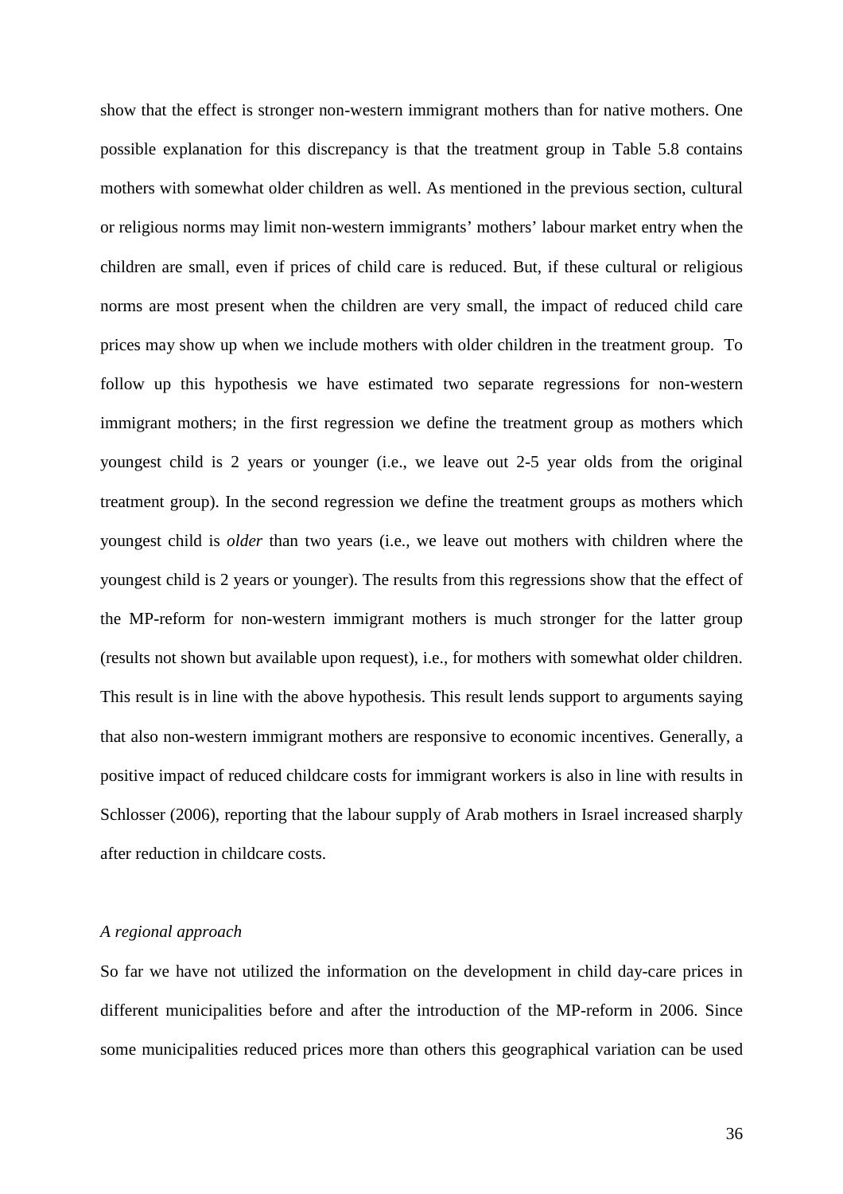show that the effect is stronger non-western immigrant mothers than for native mothers. One possible explanation for this discrepancy is that the treatment group in Table 5.8 contains mothers with somewhat older children as well. As mentioned in the previous section, cultural or religious norms may limit non-western immigrants' mothers' labour market entry when the children are small, even if prices of child care is reduced. But, if these cultural or religious norms are most present when the children are very small, the impact of reduced child care prices may show up when we include mothers with older children in the treatment group. To follow up this hypothesis we have estimated two separate regressions for non-western immigrant mothers; in the first regression we define the treatment group as mothers which youngest child is 2 years or younger (i.e., we leave out 2-5 year olds from the original treatment group). In the second regression we define the treatment groups as mothers which youngest child is *older* than two years (i.e., we leave out mothers with children where the youngest child is 2 years or younger). The results from this regressions show that the effect of the MP-reform for non-western immigrant mothers is much stronger for the latter group (results not shown but available upon request), i.e., for mothers with somewhat older children. This result is in line with the above hypothesis. This result lends support to arguments saying that also non-western immigrant mothers are responsive to economic incentives. Generally, a positive impact of reduced childcare costs for immigrant workers is also in line with results in Schlosser (2006), reporting that the labour supply of Arab mothers in Israel increased sharply after reduction in childcare costs.

*A regional approach*

So far we have not utilized the information on the development in child day-care prices in different municipalities before and after the introduction of the MP-reform in 2006. Since some municipalities reduced prices more than others this geographical variation can be used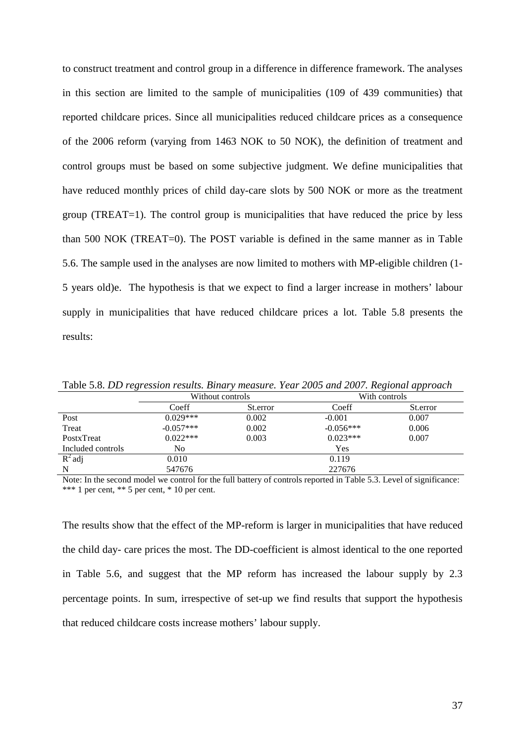to construct treatment and control group in a difference in difference framework. The analyses in this section are limited to the sample of municipalities (109 of 439 communities) that reported childcare prices. Since all municipalities reduced childcare prices as a consequence of the 2006 reform (varying from 1463 NOK to 50 NOK), the definition of treatment and control groups must be based on some subjective judgment. We define municipalities that have reduced monthly prices of child day-care slots by 500 NOK or more as the treatment group (TREAT=1). The control group is municipalities that have reduced the price by less than 500 NOK (TREAT=0). The POST variable is defined in the same manner as in Table 5.6. The sample used in the analyses are now limited to mothers with MP-eligible children (1-5 years old)e. The hypothesis is that we expect to find a larger increase in mothers' labour supply in municipalities that have reduced childcare prices a lot. Table 5.8 presents the results:

Table 5.8. *DD regression results. Binary measure. Year 2005 and 2007. Regional approach*

| | Without controls | | With controls | |
|---|---|---|---|---|
| | Coeff | St.error | Coeff | St.error |
| Post | 0.029*** | 0.002 | -0.001 | 0.007 |
| Treat | -0.057*** | 0.002 | -0.056*** | 0.006 |
| PostxTreat | 0.022*** | 0.003 | 0.023*** | 0.007 |
| Included controls | No | | Yes | |
| $R^2$ adj | 0.010 | | 0.119 | |
| N | 547676 | | 227676 | |

Note: In the second model we control for the full battery of controls reported in Table 5.3. Level of significance: *** 1 per cent, ** 5 per cent, * 10 per cent.

The results show that the effect of the MP-reform is larger in municipalities that have reduced the child day- care prices the most. The DD-coefficient is almost identical to the one reported in Table 5.6, and suggest that the MP reform has increased the labour supply by 2.3 percentage points. In sum, irrespective of set-up we find results that support the hypothesis that reduced childcare costs increase mothers' labour supply.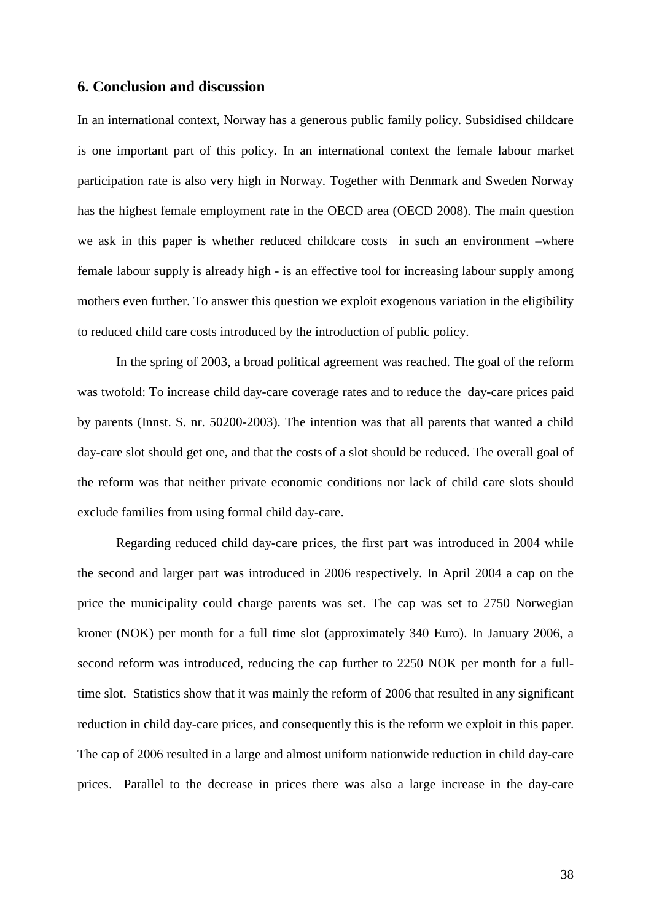## 6. Conclusion and discussion

In an international context, Norway has a generous public family policy. Subsidised childcare is one important part of this policy. In an international context the female labour market participation rate is also very high in Norway. Together with Denmark and Sweden Norway has the highest female employment rate in the OECD area (OECD 2008). The main question we ask in this paper is whether reduced childcare costs in such an environment –where female labour supply is already high - is an effective tool for increasing labour supply among mothers even further. To answer this question we exploit exogenous variation in the eligibility to reduced child care costs introduced by the introduction of public policy.

In the spring of 2003, a broad political agreement was reached. The goal of the reform was twofold: To increase child day-care coverage rates and to reduce the day-care prices paid by parents (Innst. S. nr. 50200-2003). The intention was that all parents that wanted a child day-care slot should get one, and that the costs of a slot should be reduced. The overall goal of the reform was that neither private economic conditions nor lack of child care slots should exclude families from using formal child day-care.

Regarding reduced child day-care prices, the first part was introduced in 2004 while the second and larger part was introduced in 2006 respectively. In April 2004 a cap on the price the municipality could charge parents was set. The cap was set to 2750 Norwegian kroner (NOK) per month for a full time slot (approximately 340 Euro). In January 2006, a second reform was introduced, reducing the cap further to 2250 NOK per month for a full-time slot. Statistics show that it was mainly the reform of 2006 that resulted in any significant reduction in child day-care prices, and consequently this is the reform we exploit in this paper. The cap of 2006 resulted in a large and almost uniform nationwide reduction in child day-care prices. Parallel to the decrease in prices there was also a large increase in the day-care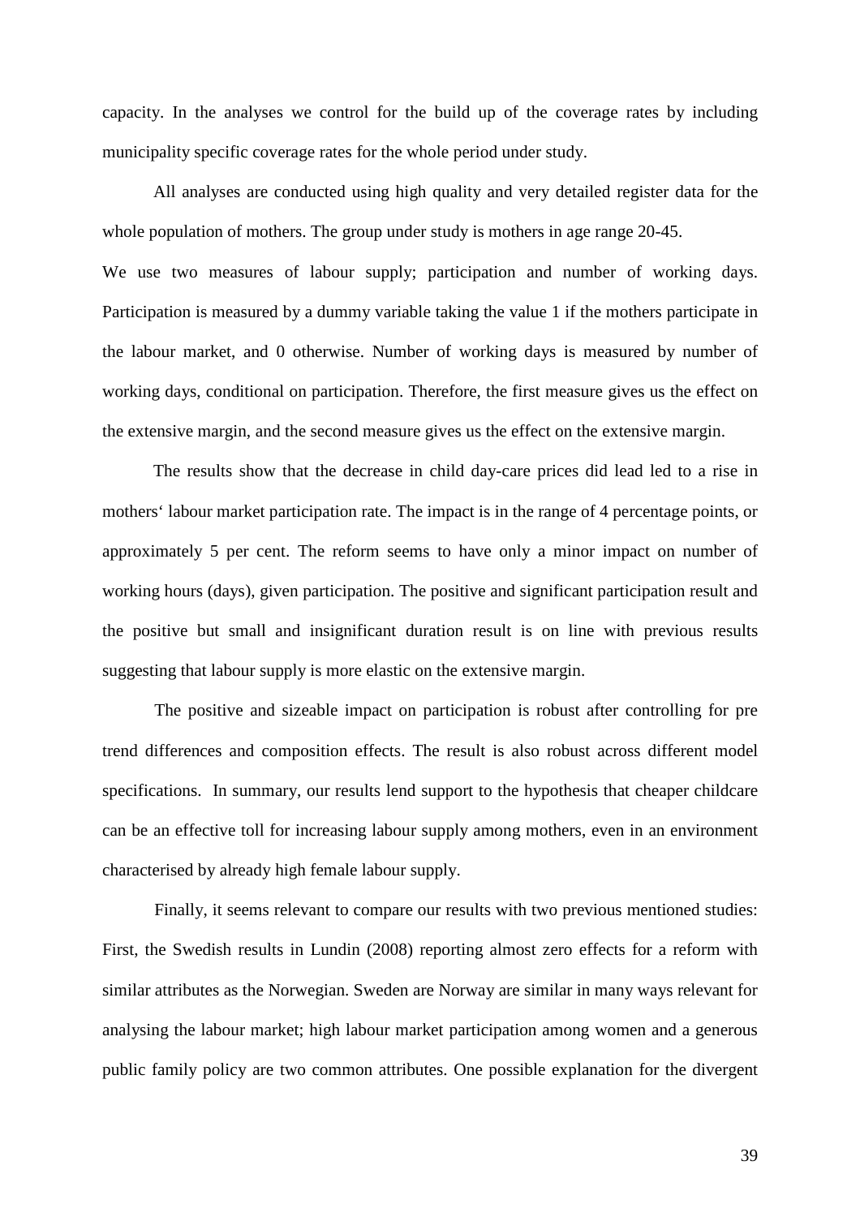capacity. In the analyses we control for the build up of the coverage rates by including municipality specific coverage rates for the whole period under study.

All analyses are conducted using high quality and very detailed register data for the whole population of mothers. The group under study is mothers in age range 20-45.

We use two measures of labour supply; participation and number of working days. Participation is measured by a dummy variable taking the value 1 if the mothers participate in the labour market, and 0 otherwise. Number of working days is measured by number of working days, conditional on participation. Therefore, the first measure gives us the effect on the extensive margin, and the second measure gives us the effect on the extensive margin.

The results show that the decrease in child day-care prices did lead led to a rise in mothers' labour market participation rate. The impact is in the range of 4 percentage points, or approximately 5 per cent. The reform seems to have only a minor impact on number of working hours (days), given participation. The positive and significant participation result and the positive but small and insignificant duration result is on line with previous results suggesting that labour supply is more elastic on the extensive margin.

The positive and sizeable impact on participation is robust after controlling for pre trend differences and composition effects. The result is also robust across different model specifications. In summary, our results lend support to the hypothesis that cheaper childcare can be an effective toll for increasing labour supply among mothers, even in an environment characterised by already high female labour supply.

Finally, it seems relevant to compare our results with two previous mentioned studies: First, the Swedish results in Lundin (2008) reporting almost zero effects for a reform with similar attributes as the Norwegian. Sweden are Norway are similar in many ways relevant for analysing the labour market; high labour market participation among women and a generous public family policy are two common attributes. One possible explanation for the divergent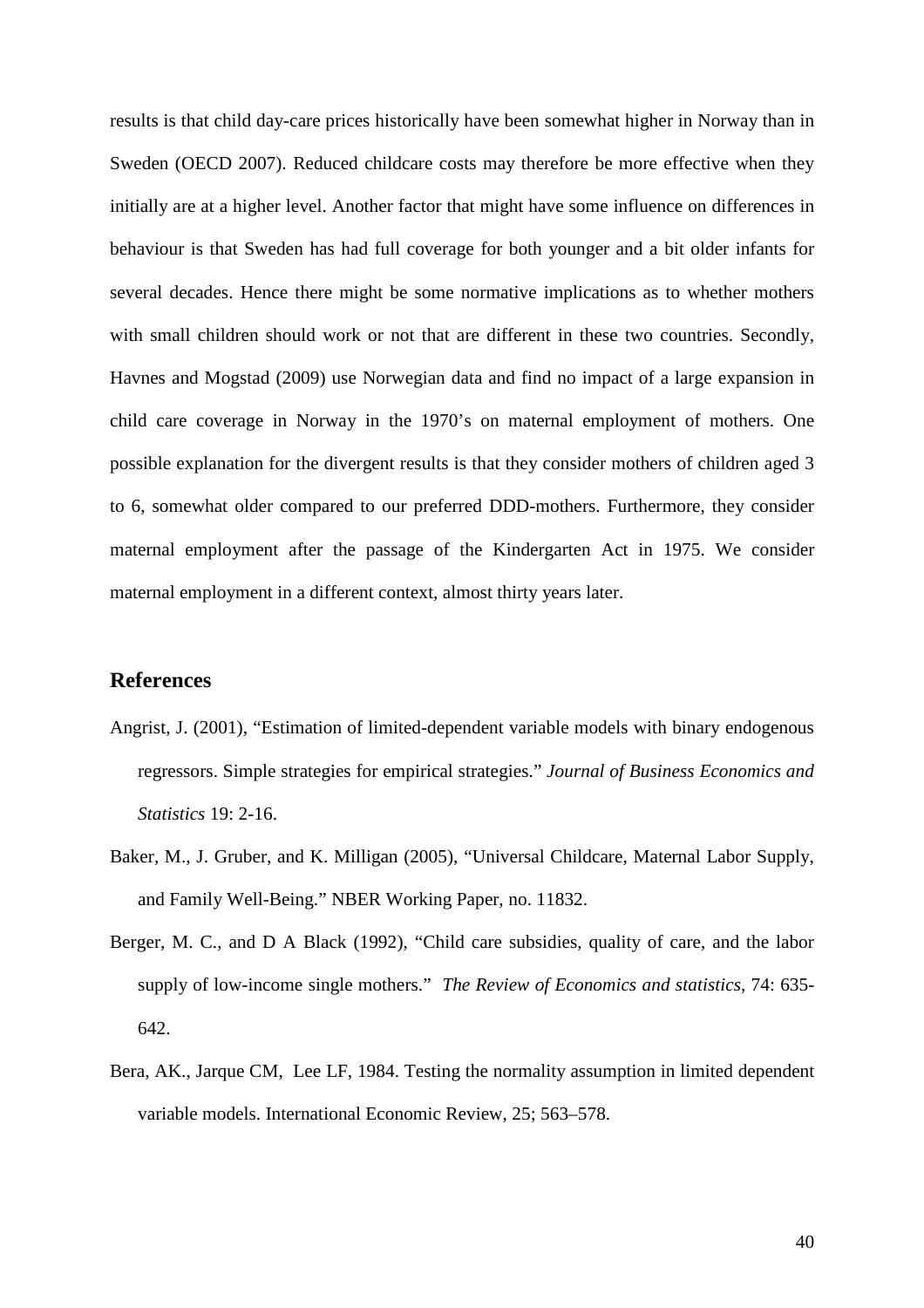results is that child day-care prices historically have been somewhat higher in Norway than in Sweden (OECD 2007). Reduced childcare costs may therefore be more effective when they initially are at a higher level. Another factor that might have some influence on differences in behaviour is that Sweden has had full coverage for both younger and a bit older infants for several decades. Hence there might be some normative implications as to whether mothers with small children should work or not that are different in these two countries. Secondly, Havnes and Mogstad (2009) use Norwegian data and find no impact of a large expansion in child care coverage in Norway in the 1970's on maternal employment of mothers. One possible explanation for the divergent results is that they consider mothers of children aged 3 to 6, somewhat older compared to our preferred DDD-mothers. Furthermore, they consider maternal employment after the passage of the Kindergarten Act in 1975. We consider maternal employment in a different context, almost thirty years later.

## References

Angrist, J. (2001), "Estimation of limited-dependent variable models with binary endogenous regressors. Simple strategies for empirical strategies." *Journal of Business Economics and Statistics* 19: 2-16.

Baker, M., J. Gruber, and K. Milligan (2005), "Universal Childcare, Maternal Labor Supply, and Family Well-Being." NBER Working Paper, no. 11832.

Berger, M. C., and D A Black (1992), "Child care subsidies, quality of care, and the labor supply of low-income single mothers." *The Review of Economics and statistics*, 74: 635-642.

Bera, AK., Jarque CM, Lee LF, 1984. Testing the normality assumption in limited dependent variable models. International Economic Review, 25; 563–578.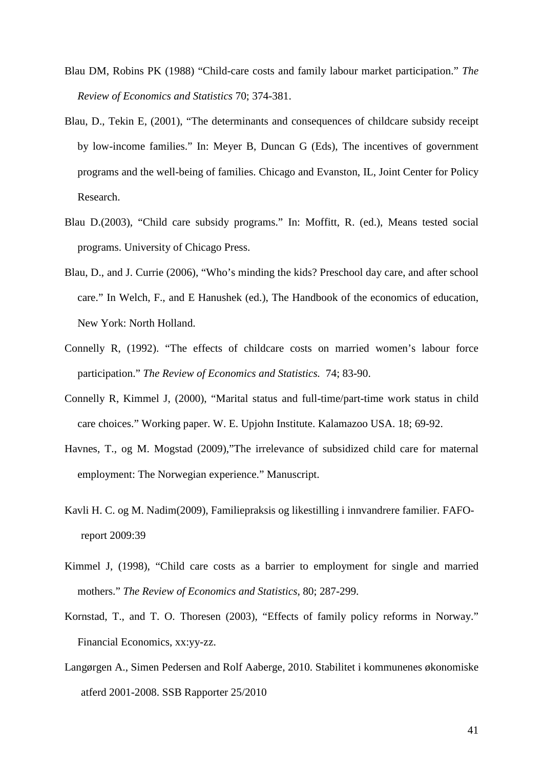Blau DM, Robins PK (1988) "Child-care costs and family labour market participation." *The Review of Economics and Statistics* 70; 374-381.

Blau, D., Tekin E, (2001), "The determinants and consequences of childcare subsidy receipt by low-income families." In: Meyer B, Duncan G (Eds), The incentives of government programs and the well-being of families. Chicago and Evanston, IL, Joint Center for Policy Research.

Blau D.(2003), "Child care subsidy programs." In: Moffitt, R. (ed.), Means tested social programs. University of Chicago Press.

Blau, D., and J. Currie (2006), "Who's minding the kids? Preschool day care, and after school care." In Welch, F., and E Hanushek (ed.), The Handbook of the economics of education, New York: North Holland.

Connelly R, (1992). "The effects of childcare costs on married women's labour force participation." *The Review of Economics and Statistics.* 74; 83-90.

Connelly R, Kimmel J, (2000), "Marital status and full-time/part-time work status in child care choices." Working paper. W. E. Upjohn Institute. Kalamazoo USA. 18; 69-92.

Havnes, T., og M. Mogstad (2009),"The irrelevance of subsidized child care for maternal employment: The Norwegian experience." Manuscript.

Kavli H. C. og M. Nadim(2009), Familiepraksis og likestilling i innvandrere familier. FAFO-report 2009:39

Kimmel J, (1998), "Child care costs as a barrier to employment for single and married mothers." *The Review of Economics and Statistics*, 80; 287-299.

Kornstad, T., and T. O. Thoresen (2003), "Effects of family policy reforms in Norway." Financial Economics, xx:yy-zz.

Langørgen A., Simen Pedersen and Rolf Aaberge, 2010. Stabilitet i kommunenes økonomiske atferd 2001-2008. SSB Rapporter 25/2010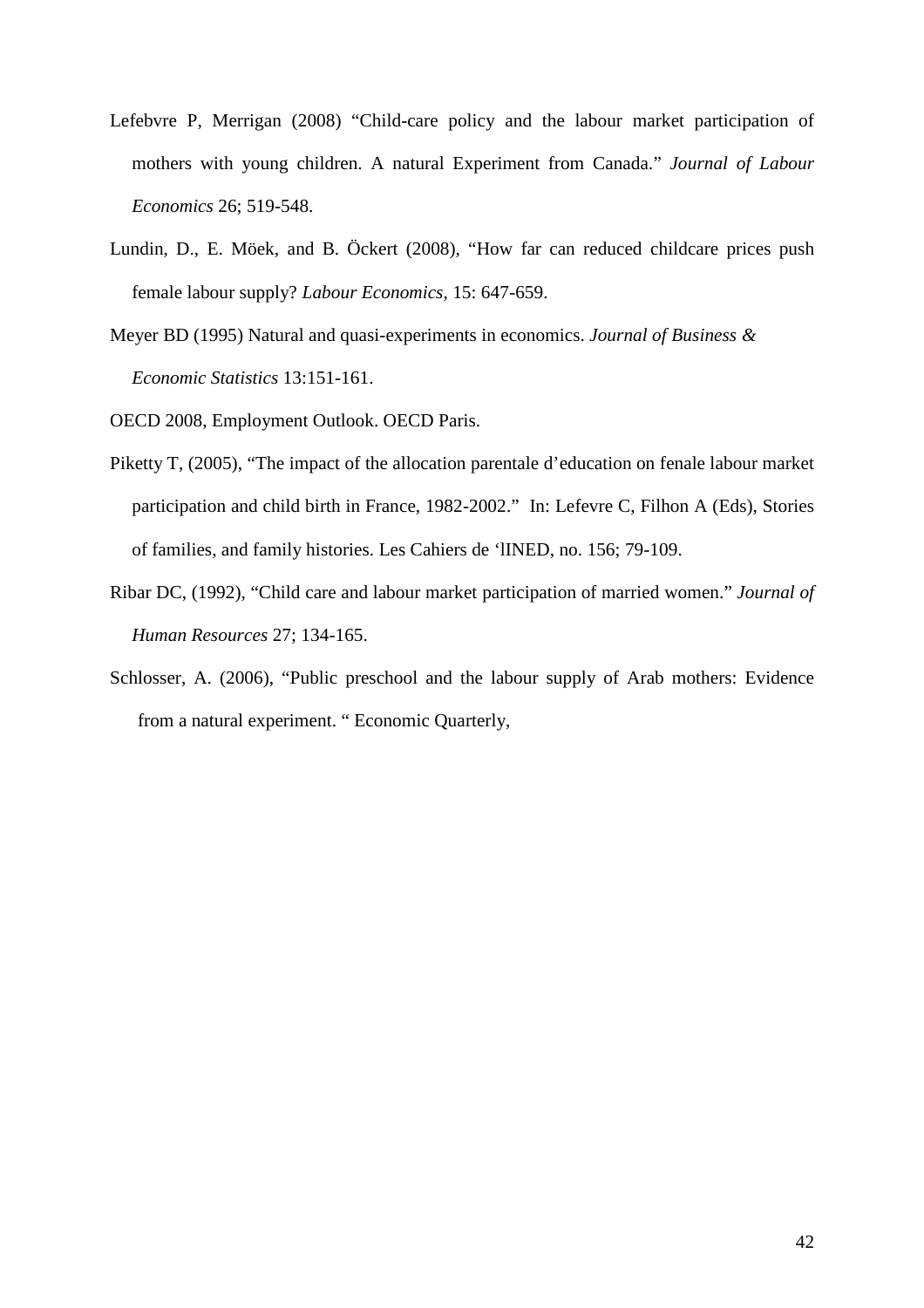Lefebvre P, Merrigan (2008) “Child-care policy and the labour market participation of mothers with young children. A natural Experiment from Canada.” *Journal of Labour Economics* 26; 519-548.

Lundin, D., E. Möek, and B. Öckert (2008), “How far can reduced childcare prices push female labour supply? *Labour Economics*, 15: 647-659.

Meyer BD (1995) Natural and quasi-experiments in economics. *Journal of Business & Economic Statistics* 13:151-161.

OECD 2008, Employment Outlook. OECD Paris.

Piketty T, (2005), “The impact of the allocation parentale d’education on fenale labour market participation and child birth in France, 1982-2002.” In: Lefevre C, Filhon A (Eds), Stories of families, and family histories. Les Cahiers de ‘lINED, no. 156; 79-109.

Ribar DC, (1992), “Child care and labour market participation of married women.” *Journal of Human Resources* 27; 134-165.

Schlosser, A. (2006), “Public preschool and the labour supply of Arab mothers: Evidence from a natural experiment. “ Economic Quarterly,